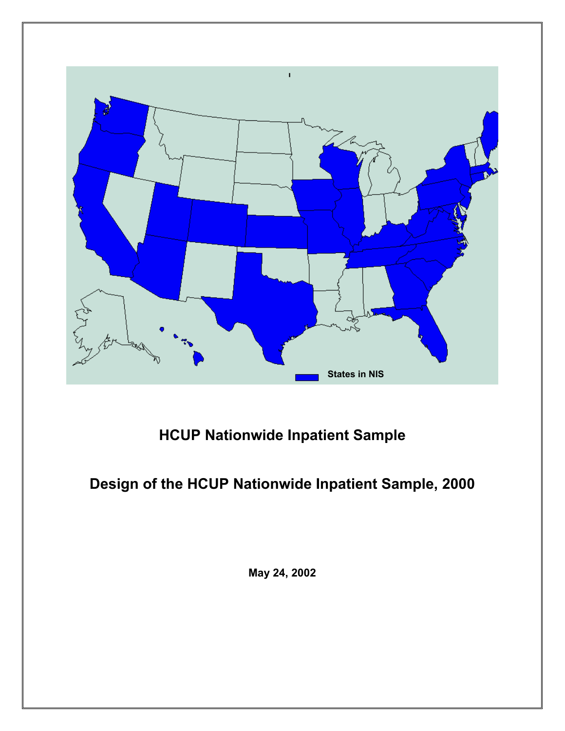States in NIS

# HCUP Nationwide Inpatient Sample

# Design of the HCUP Nationwide Inpatient Sample, 2000

**May 24, 2002**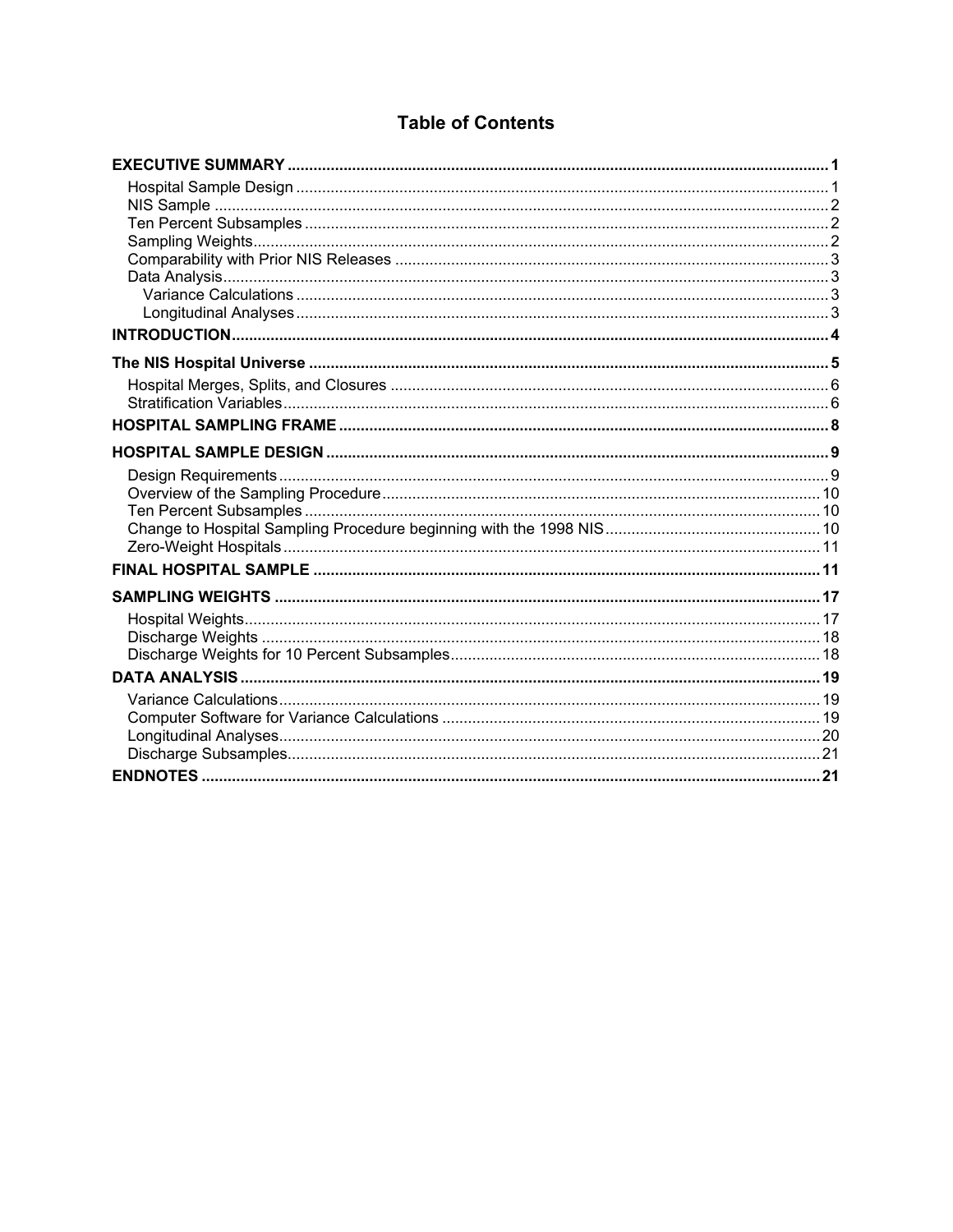# Table of Contents

**EXECUTIVE SUMMARY** ........ 1
- Hospital Sample Design ........ 1
- NIS Sample ........ 2
- Ten Percent Subsamples ........ 2
- Sampling Weights ........ 2
- Comparability with Prior NIS Releases ........ 3
- Data Analysis ........ 3
  - Variance Calculations ........ 3
  - Longitudinal Analyses ........ 3

**INTRODUCTION** ........ 4

**The NIS Hospital Universe** ........ 5
- Hospital Merges, Splits, and Closures ........ 6
- Stratification Variables ........ 6

**HOSPITAL SAMPLING FRAME** ........ 8

**HOSPITAL SAMPLE DESIGN** ........ 9
- Design Requirements ........ 9
- Overview of the Sampling Procedure ........ 10
- Ten Percent Subsamples ........ 10
- Change to Hospital Sampling Procedure beginning with the 1998 NIS ........ 10
- Zero-Weight Hospitals ........ 11

**FINAL HOSPITAL SAMPLE** ........ 11

**SAMPLING WEIGHTS** ........ 17
- Hospital Weights ........ 17
- Discharge Weights ........ 18
- Discharge Weights for 10 Percent Subsamples ........ 18

**DATA ANALYSIS** ........ 19
- Variance Calculations ........ 19
- Computer Software for Variance Calculations ........ 19
- Longitudinal Analyses ........ 20
- Discharge Subsamples ........ 21

**ENDNOTES** ........ 21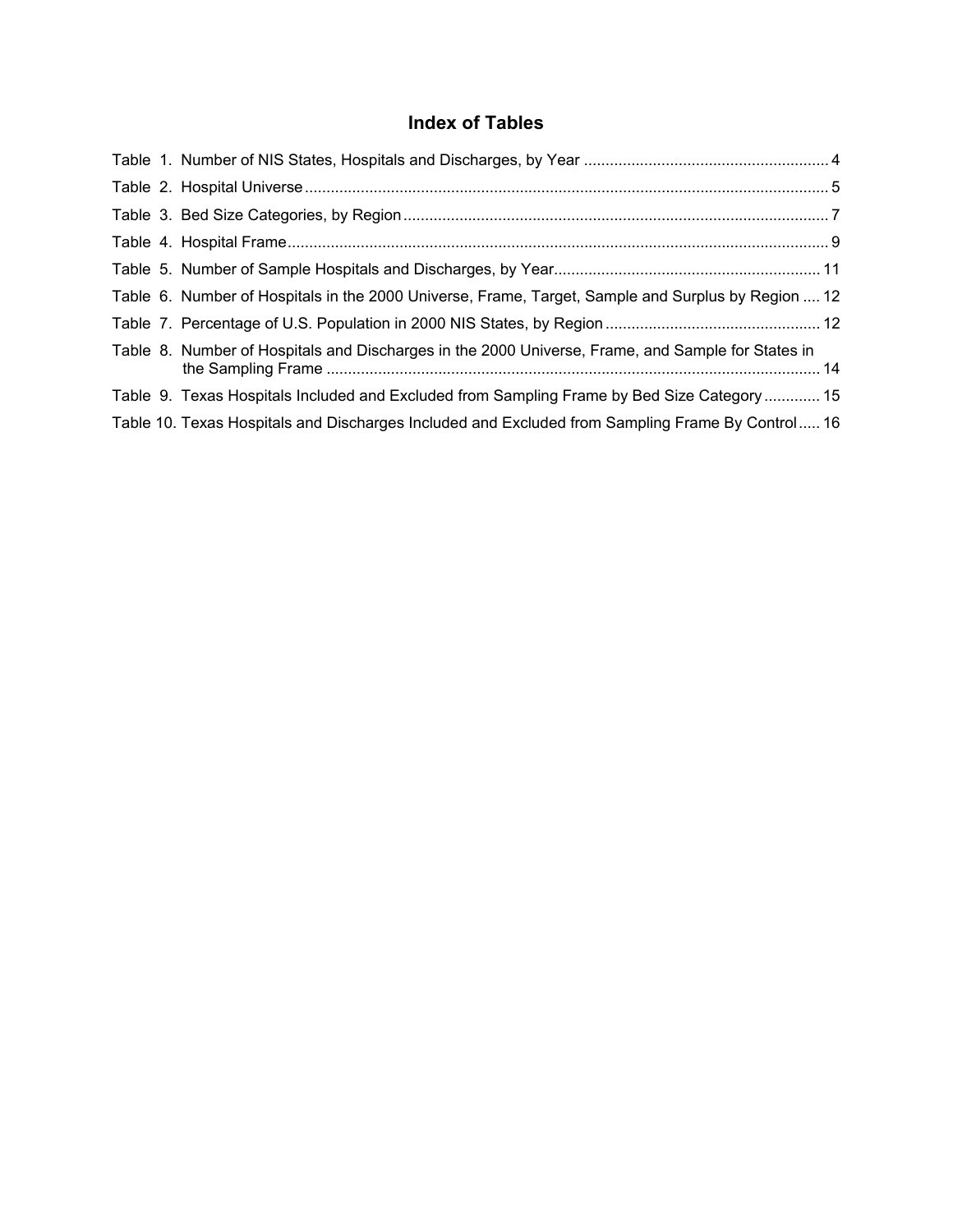## Index of Tables

Table 1. Number of NIS States, Hospitals and Discharges, by Year ........................................................ 4

Table 2. Hospital Universe ........................................................................................................................ 5

Table 3. Bed Size Categories, by Region .................................................................................................. 7

Table 4. Hospital Frame ............................................................................................................................ 9

Table 5. Number of Sample Hospitals and Discharges, by Year ............................................................. 11

Table 6. Number of Hospitals in the 2000 Universe, Frame, Target, Sample and Surplus by Region .... 12

Table 7. Percentage of U.S. Population in 2000 NIS States, by Region ................................................. 12

Table 8. Number of Hospitals and Discharges in the 2000 Universe, Frame, and Sample for States in the Sampling Frame ................................................................................................................... 14

Table 9. Texas Hospitals Included and Excluded from Sampling Frame by Bed Size Category ............ 15

Table 10. Texas Hospitals and Discharges Included and Excluded from Sampling Frame By Control ..... 16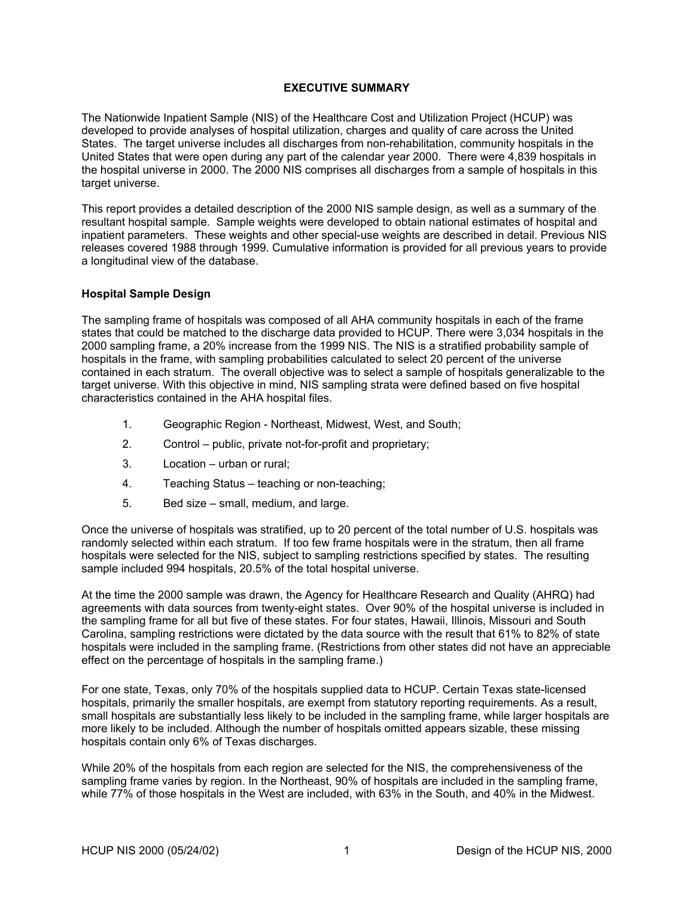## EXECUTIVE SUMMARY

The Nationwide Inpatient Sample (NIS) of the Healthcare Cost and Utilization Project (HCUP) was developed to provide analyses of hospital utilization, charges and quality of care across the United States. The target universe includes all discharges from non-rehabilitation, community hospitals in the United States that were open during any part of the calendar year 2000. There were 4,839 hospitals in the hospital universe in 2000. The 2000 NIS comprises all discharges from a sample of hospitals in this target universe.

This report provides a detailed description of the 2000 NIS sample design, as well as a summary of the resultant hospital sample. Sample weights were developed to obtain national estimates of hospital and inpatient parameters. These weights and other special-use weights are described in detail. Previous NIS releases covered 1988 through 1999. Cumulative information is provided for all previous years to provide a longitudinal view of the database.

### Hospital Sample Design

The sampling frame of hospitals was composed of all AHA community hospitals in each of the frame states that could be matched to the discharge data provided to HCUP. There were 3,034 hospitals in the 2000 sampling frame, a 20% increase from the 1999 NIS. The NIS is a stratified probability sample of hospitals in the frame, with sampling probabilities calculated to select 20 percent of the universe contained in each stratum. The overall objective was to select a sample of hospitals generalizable to the target universe. With this objective in mind, NIS sampling strata were defined based on five hospital characteristics contained in the AHA hospital files.

1. Geographic Region - Northeast, Midwest, West, and South;
2. Control – public, private not-for-profit and proprietary;
3. Location – urban or rural;
4. Teaching Status – teaching or non-teaching;
5. Bed size – small, medium, and large.

Once the universe of hospitals was stratified, up to 20 percent of the total number of U.S. hospitals was randomly selected within each stratum. If too few frame hospitals were in the stratum, then all frame hospitals were selected for the NIS, subject to sampling restrictions specified by states. The resulting sample included 994 hospitals, 20.5% of the total hospital universe.

At the time the 2000 sample was drawn, the Agency for Healthcare Research and Quality (AHRQ) had agreements with data sources from twenty-eight states. Over 90% of the hospital universe is included in the sampling frame for all but five of these states. For four states, Hawaii, Illinois, Missouri and South Carolina, sampling restrictions were dictated by the data source with the result that 61% to 82% of state hospitals were included in the sampling frame. (Restrictions from other states did not have an appreciable effect on the percentage of hospitals in the sampling frame.)

For one state, Texas, only 70% of the hospitals supplied data to HCUP. Certain Texas state-licensed hospitals, primarily the smaller hospitals, are exempt from statutory reporting requirements. As a result, small hospitals are substantially less likely to be included in the sampling frame, while larger hospitals are more likely to be included. Although the number of hospitals omitted appears sizable, these missing hospitals contain only 6% of Texas discharges.

While 20% of the hospitals from each region are selected for the NIS, the comprehensiveness of the sampling frame varies by region. In the Northeast, 90% of hospitals are included in the sampling frame, while 77% of those hospitals in the West are included, with 63% in the South, and 40% in the Midwest.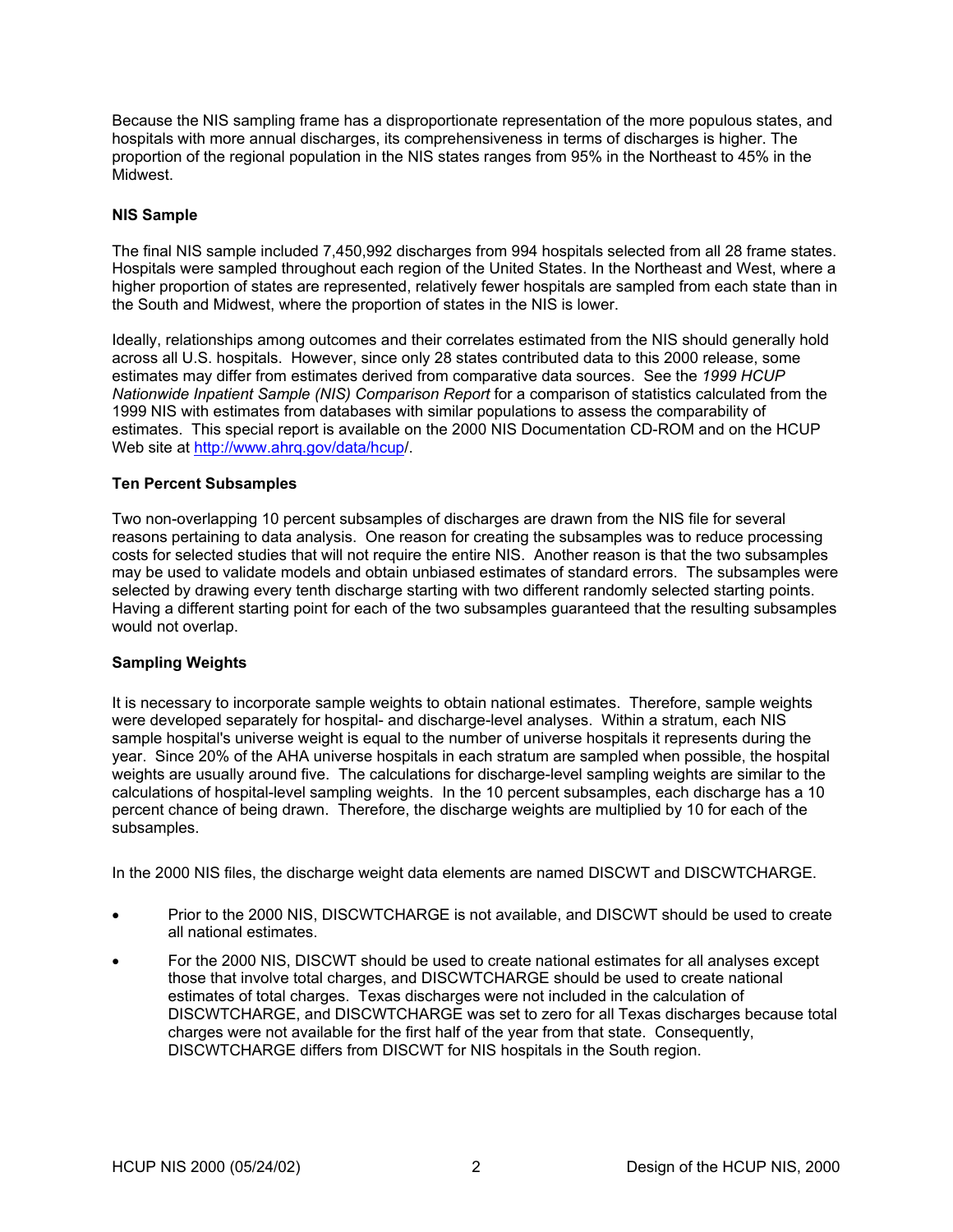Because the NIS sampling frame has a disproportionate representation of the more populous states, and hospitals with more annual discharges, its comprehensiveness in terms of discharges is higher. The proportion of the regional population in the NIS states ranges from 95% in the Northeast to 45% in the Midwest.

### NIS Sample

The final NIS sample included 7,450,992 discharges from 994 hospitals selected from all 28 frame states. Hospitals were sampled throughout each region of the United States. In the Northeast and West, where a higher proportion of states are represented, relatively fewer hospitals are sampled from each state than in the South and Midwest, where the proportion of states in the NIS is lower.

Ideally, relationships among outcomes and their correlates estimated from the NIS should generally hold across all U.S. hospitals. However, since only 28 states contributed data to this 2000 release, some estimates may differ from estimates derived from comparative data sources. See the *1999 HCUP Nationwide Inpatient Sample (NIS) Comparison Report* for a comparison of statistics calculated from the 1999 NIS with estimates from databases with similar populations to assess the comparability of estimates. This special report is available on the 2000 NIS Documentation CD-ROM and on the HCUP Web site at http://www.ahrq.gov/data/hcup/.

### Ten Percent Subsamples

Two non-overlapping 10 percent subsamples of discharges are drawn from the NIS file for several reasons pertaining to data analysis. One reason for creating the subsamples was to reduce processing costs for selected studies that will not require the entire NIS. Another reason is that the two subsamples may be used to validate models and obtain unbiased estimates of standard errors. The subsamples were selected by drawing every tenth discharge starting with two different randomly selected starting points. Having a different starting point for each of the two subsamples guaranteed that the resulting subsamples would not overlap.

### Sampling Weights

It is necessary to incorporate sample weights to obtain national estimates. Therefore, sample weights were developed separately for hospital- and discharge-level analyses. Within a stratum, each NIS sample hospital's universe weight is equal to the number of universe hospitals it represents during the year. Since 20% of the AHA universe hospitals in each stratum are sampled when possible, the hospital weights are usually around five. The calculations for discharge-level sampling weights are similar to the calculations of hospital-level sampling weights. In the 10 percent subsamples, each discharge has a 10 percent chance of being drawn. Therefore, the discharge weights are multiplied by 10 for each of the subsamples.

In the 2000 NIS files, the discharge weight data elements are named DISCWT and DISCWTCHARGE.

- Prior to the 2000 NIS, DISCWTCHARGE is not available, and DISCWT should be used to create all national estimates.
- For the 2000 NIS, DISCWT should be used to create national estimates for all analyses except those that involve total charges, and DISCWTCHARGE should be used to create national estimates of total charges. Texas discharges were not included in the calculation of DISCWTCHARGE, and DISCWTCHARGE was set to zero for all Texas discharges because total charges were not available for the first half of the year from that state. Consequently, DISCWTCHARGE differs from DISCWT for NIS hospitals in the South region.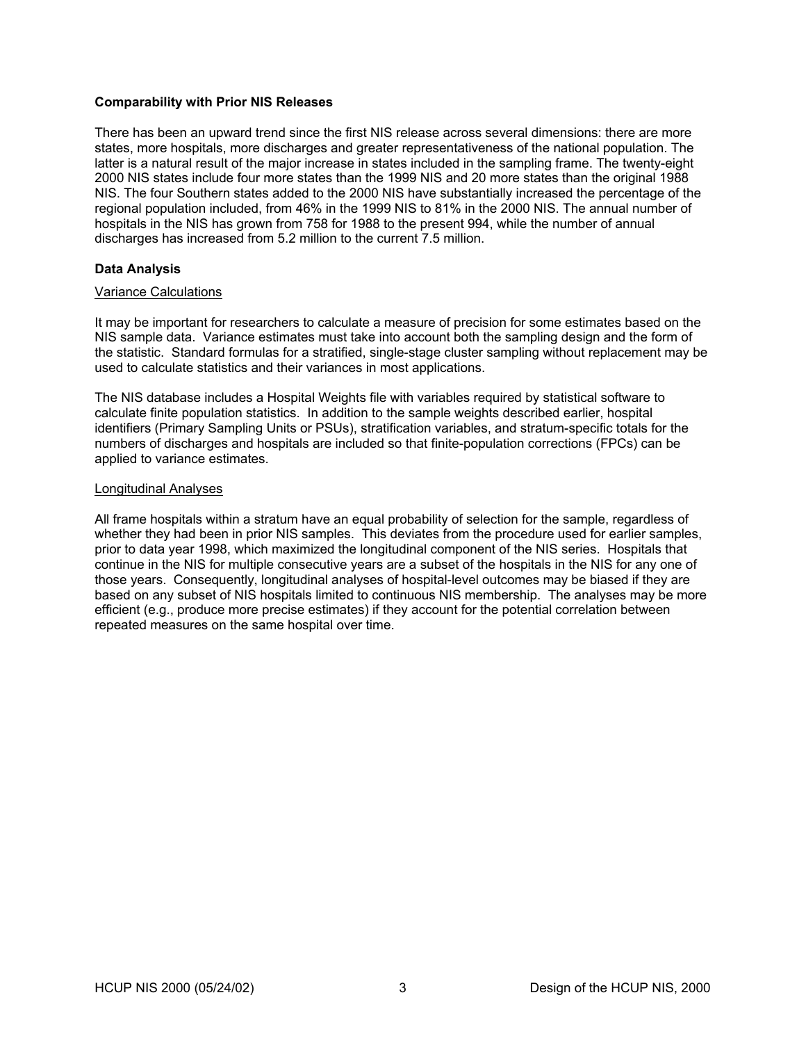### Comparability with Prior NIS Releases

There has been an upward trend since the first NIS release across several dimensions: there are more states, more hospitals, more discharges and greater representativeness of the national population. The latter is a natural result of the major increase in states included in the sampling frame. The twenty-eight 2000 NIS states include four more states than the 1999 NIS and 20 more states than the original 1988 NIS. The four Southern states added to the 2000 NIS have substantially increased the percentage of the regional population included, from 46% in the 1999 NIS to 81% in the 2000 NIS. The annual number of hospitals in the NIS has grown from 758 for 1988 to the present 994, while the number of annual discharges has increased from 5.2 million to the current 7.5 million.

### Data Analysis

#### Variance Calculations

It may be important for researchers to calculate a measure of precision for some estimates based on the NIS sample data. Variance estimates must take into account both the sampling design and the form of the statistic. Standard formulas for a stratified, single-stage cluster sampling without replacement may be used to calculate statistics and their variances in most applications.

The NIS database includes a Hospital Weights file with variables required by statistical software to calculate finite population statistics. In addition to the sample weights described earlier, hospital identifiers (Primary Sampling Units or PSUs), stratification variables, and stratum-specific totals for the numbers of discharges and hospitals are included so that finite-population corrections (FPCs) can be applied to variance estimates.

#### Longitudinal Analyses

All frame hospitals within a stratum have an equal probability of selection for the sample, regardless of whether they had been in prior NIS samples. This deviates from the procedure used for earlier samples, prior to data year 1998, which maximized the longitudinal component of the NIS series. Hospitals that continue in the NIS for multiple consecutive years are a subset of the hospitals in the NIS for any one of those years. Consequently, longitudinal analyses of hospital-level outcomes may be biased if they are based on any subset of NIS hospitals limited to continuous NIS membership. The analyses may be more efficient (e.g., produce more precise estimates) if they account for the potential correlation between repeated measures on the same hospital over time.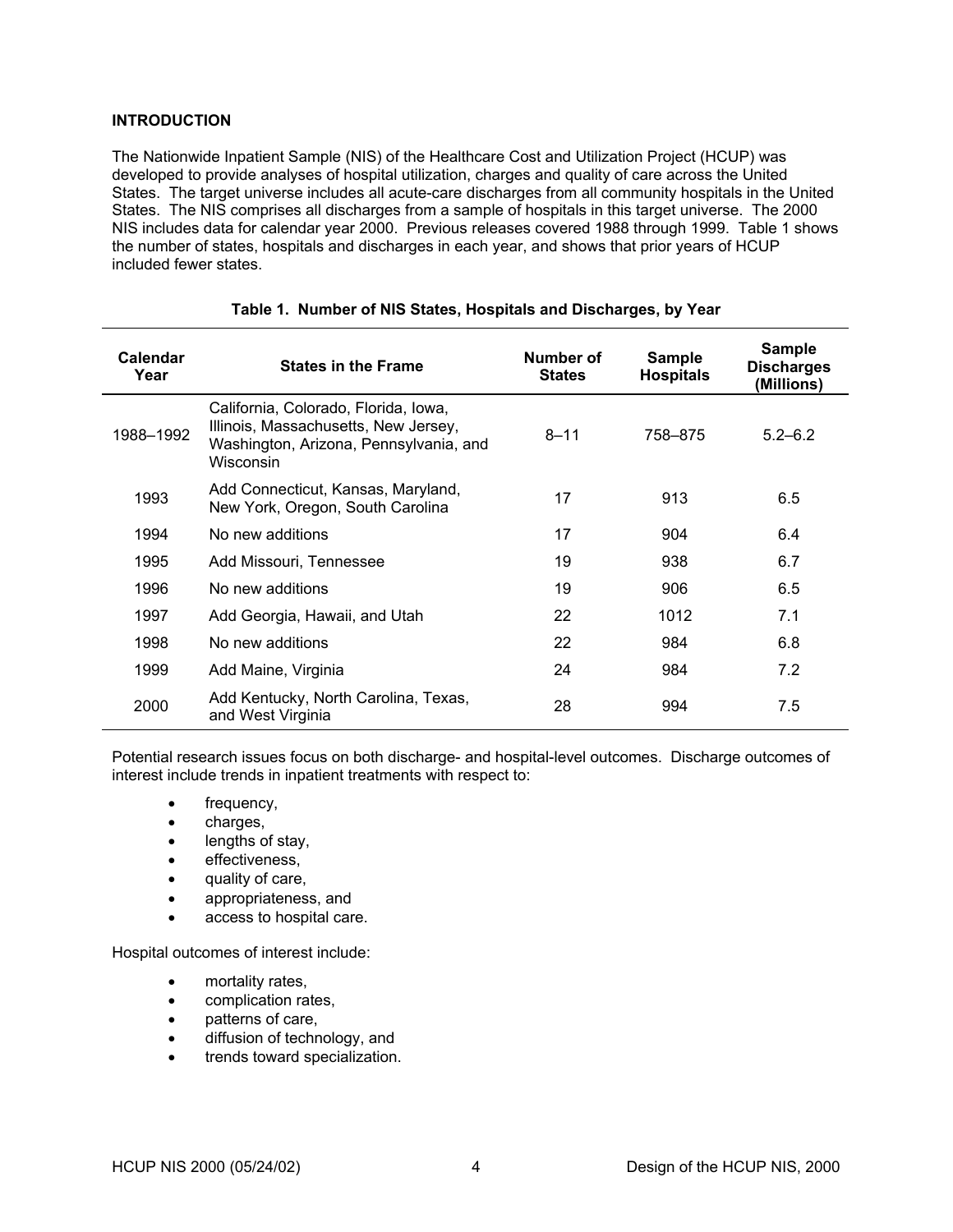## INTRODUCTION

The Nationwide Inpatient Sample (NIS) of the Healthcare Cost and Utilization Project (HCUP) was developed to provide analyses of hospital utilization, charges and quality of care across the United States. The target universe includes all acute-care discharges from all community hospitals in the United States. The NIS comprises all discharges from a sample of hospitals in this target universe. The 2000 NIS includes data for calendar year 2000. Previous releases covered 1988 through 1999. Table 1 shows the number of states, hospitals and discharges in each year, and shows that prior years of HCUP included fewer states.

**Table 1. Number of NIS States, Hospitals and Discharges, by Year**

| Calendar Year | States in the Frame | Number of States | Sample Hospitals | Sample Discharges (Millions) |
|---|---|---|---|---|
| 1988–1992 | California, Colorado, Florida, Iowa, Illinois, Massachusetts, New Jersey, Washington, Arizona, Pennsylvania, and Wisconsin | 8–11 | 758–875 | 5.2–6.2 |
| 1993 | Add Connecticut, Kansas, Maryland, New York, Oregon, South Carolina | 17 | 913 | 6.5 |
| 1994 | No new additions | 17 | 904 | 6.4 |
| 1995 | Add Missouri, Tennessee | 19 | 938 | 6.7 |
| 1996 | No new additions | 19 | 906 | 6.5 |
| 1997 | Add Georgia, Hawaii, and Utah | 22 | 1012 | 7.1 |
| 1998 | No new additions | 22 | 984 | 6.8 |
| 1999 | Add Maine, Virginia | 24 | 984 | 7.2 |
| 2000 | Add Kentucky, North Carolina, Texas, and West Virginia | 28 | 994 | 7.5 |

Potential research issues focus on both discharge- and hospital-level outcomes. Discharge outcomes of interest include trends in inpatient treatments with respect to:

- frequency,
- charges,
- lengths of stay,
- effectiveness,
- quality of care,
- appropriateness, and
- access to hospital care.

Hospital outcomes of interest include:

- mortality rates,
- complication rates,
- patterns of care,
- diffusion of technology, and
- trends toward specialization.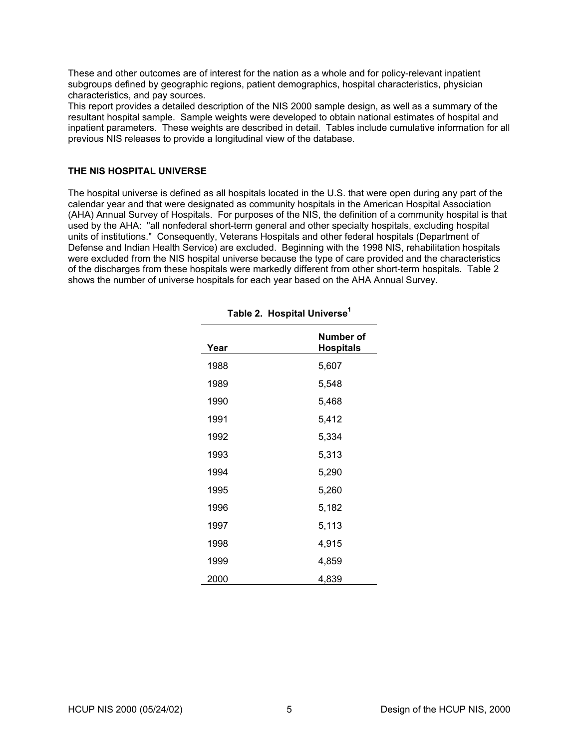These and other outcomes are of interest for the nation as a whole and for policy-relevant inpatient subgroups defined by geographic regions, patient demographics, hospital characteristics, physician characteristics, and pay sources.

This report provides a detailed description of the NIS 2000 sample design, as well as a summary of the resultant hospital sample. Sample weights were developed to obtain national estimates of hospital and inpatient parameters. These weights are described in detail. Tables include cumulative information for all previous NIS releases to provide a longitudinal view of the database.

## THE NIS HOSPITAL UNIVERSE

The hospital universe is defined as all hospitals located in the U.S. that were open during any part of the calendar year and that were designated as community hospitals in the American Hospital Association (AHA) Annual Survey of Hospitals. For purposes of the NIS, the definition of a community hospital is that used by the AHA: "all nonfederal short-term general and other specialty hospitals, excluding hospital units of institutions." Consequently, Veterans Hospitals and other federal hospitals (Department of Defense and Indian Health Service) are excluded. Beginning with the 1998 NIS, rehabilitation hospitals were excluded from the NIS hospital universe because the type of care provided and the characteristics of the discharges from these hospitals were markedly different from other short-term hospitals. Table 2 shows the number of universe hospitals for each year based on the AHA Annual Survey.

**Table 2. Hospital Universe[1]**

| Year | Number of Hospitals |
|---|---|
| 1988 | 5,607 |
| 1989 | 5,548 |
| 1990 | 5,468 |
| 1991 | 5,412 |
| 1992 | 5,334 |
| 1993 | 5,313 |
| 1994 | 5,290 |
| 1995 | 5,260 |
| 1996 | 5,182 |
| 1997 | 5,113 |
| 1998 | 4,915 |
| 1999 | 4,859 |
| 2000 | 4,839 |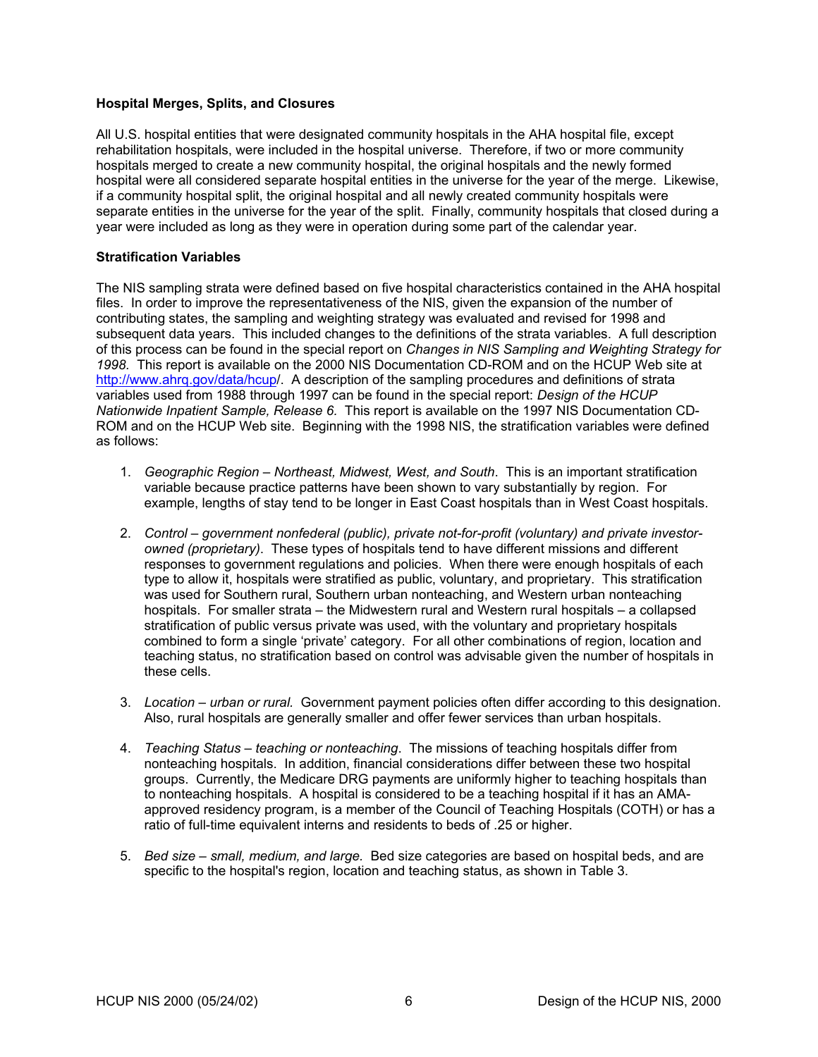### Hospital Merges, Splits, and Closures

All U.S. hospital entities that were designated community hospitals in the AHA hospital file, except rehabilitation hospitals, were included in the hospital universe. Therefore, if two or more community hospitals merged to create a new community hospital, the original hospitals and the newly formed hospital were all considered separate hospital entities in the universe for the year of the merge. Likewise, if a community hospital split, the original hospital and all newly created community hospitals were separate entities in the universe for the year of the split. Finally, community hospitals that closed during a year were included as long as they were in operation during some part of the calendar year.

### Stratification Variables

The NIS sampling strata were defined based on five hospital characteristics contained in the AHA hospital files. In order to improve the representativeness of the NIS, given the expansion of the number of contributing states, the sampling and weighting strategy was evaluated and revised for 1998 and subsequent data years. This included changes to the definitions of the strata variables. A full description of this process can be found in the special report on *Changes in NIS Sampling and Weighting Strategy for 1998.* This report is available on the 2000 NIS Documentation CD-ROM and on the HCUP Web site at http://www.ahrq.gov/data/hcup/. A description of the sampling procedures and definitions of strata variables used from 1988 through 1997 can be found in the special report: *Design of the HCUP Nationwide Inpatient Sample, Release 6.* This report is available on the 1997 NIS Documentation CD-ROM and on the HCUP Web site. Beginning with the 1998 NIS, the stratification variables were defined as follows:

1. *Geographic Region – Northeast, Midwest, West, and South*. This is an important stratification variable because practice patterns have been shown to vary substantially by region. For example, lengths of stay tend to be longer in East Coast hospitals than in West Coast hospitals.

2. *Control – government nonfederal (public), private not-for-profit (voluntary) and private investor-owned (proprietary)*. These types of hospitals tend to have different missions and different responses to government regulations and policies. When there were enough hospitals of each type to allow it, hospitals were stratified as public, voluntary, and proprietary. This stratification was used for Southern rural, Southern urban nonteaching, and Western urban nonteaching hospitals. For smaller strata – the Midwestern rural and Western rural hospitals – a collapsed stratification of public versus private was used, with the voluntary and proprietary hospitals combined to form a single 'private' category. For all other combinations of region, location and teaching status, no stratification based on control was advisable given the number of hospitals in these cells.

3. *Location – urban or rural.* Government payment policies often differ according to this designation. Also, rural hospitals are generally smaller and offer fewer services than urban hospitals.

4. *Teaching Status – teaching or nonteaching*. The missions of teaching hospitals differ from nonteaching hospitals. In addition, financial considerations differ between these two hospital groups. Currently, the Medicare DRG payments are uniformly higher to teaching hospitals than to nonteaching hospitals. A hospital is considered to be a teaching hospital if it has an AMA-approved residency program, is a member of the Council of Teaching Hospitals (COTH) or has a ratio of full-time equivalent interns and residents to beds of .25 or higher.

5. *Bed size – small, medium, and large.* Bed size categories are based on hospital beds, and are specific to the hospital's region, location and teaching status, as shown in Table 3.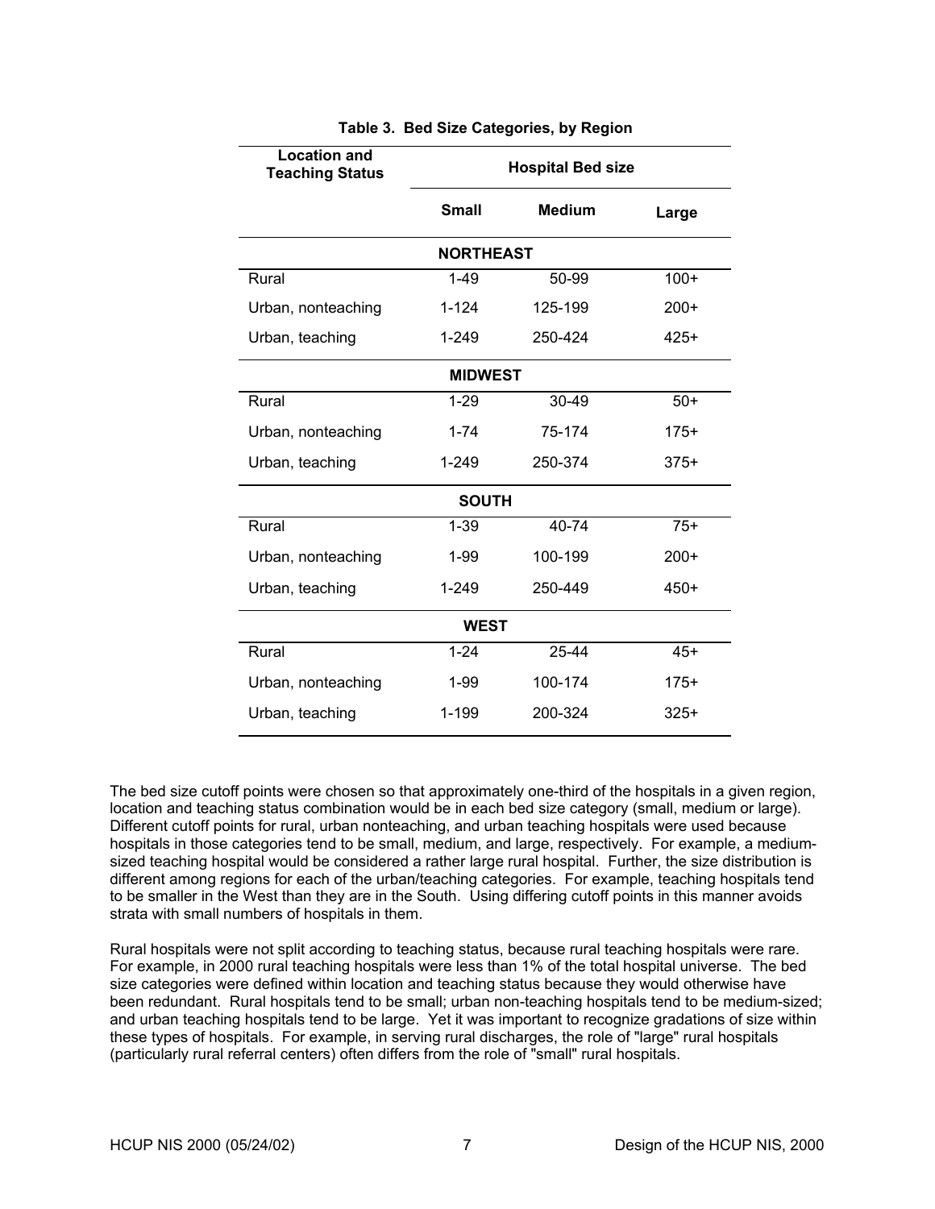**Table 3. Bed Size Categories, by Region**

| Location and Teaching Status | Hospital Bed size | | |
|---|---|---|---|
| | **Small** | **Medium** | **Large** |
| **NORTHEAST** | | | |
| Rural | 1-49 | 50-99 | 100+ |
| Urban, nonteaching | 1-124 | 125-199 | 200+ |
| Urban, teaching | 1-249 | 250-424 | 425+ |
| **MIDWEST** | | | |
| Rural | 1-29 | 30-49 | 50+ |
| Urban, nonteaching | 1-74 | 75-174 | 175+ |
| Urban, teaching | 1-249 | 250-374 | 375+ |
| **SOUTH** | | | |
| Rural | 1-39 | 40-74 | 75+ |
| Urban, nonteaching | 1-99 | 100-199 | 200+ |
| Urban, teaching | 1-249 | 250-449 | 450+ |
| **WEST** | | | |
| Rural | 1-24 | 25-44 | 45+ |
| Urban, nonteaching | 1-99 | 100-174 | 175+ |
| Urban, teaching | 1-199 | 200-324 | 325+ |

The bed size cutoff points were chosen so that approximately one-third of the hospitals in a given region, location and teaching status combination would be in each bed size category (small, medium or large). Different cutoff points for rural, urban nonteaching, and urban teaching hospitals were used because hospitals in those categories tend to be small, medium, and large, respectively. For example, a medium-sized teaching hospital would be considered a rather large rural hospital. Further, the size distribution is different among regions for each of the urban/teaching categories. For example, teaching hospitals tend to be smaller in the West than they are in the South. Using differing cutoff points in this manner avoids strata with small numbers of hospitals in them.

Rural hospitals were not split according to teaching status, because rural teaching hospitals were rare. For example, in 2000 rural teaching hospitals were less than 1% of the total hospital universe. The bed size categories were defined within location and teaching status because they would otherwise have been redundant. Rural hospitals tend to be small; urban non-teaching hospitals tend to be medium-sized; and urban teaching hospitals tend to be large. Yet it was important to recognize gradations of size within these types of hospitals. For example, in serving rural discharges, the role of "large" rural hospitals (particularly rural referral centers) often differs from the role of "small" rural hospitals.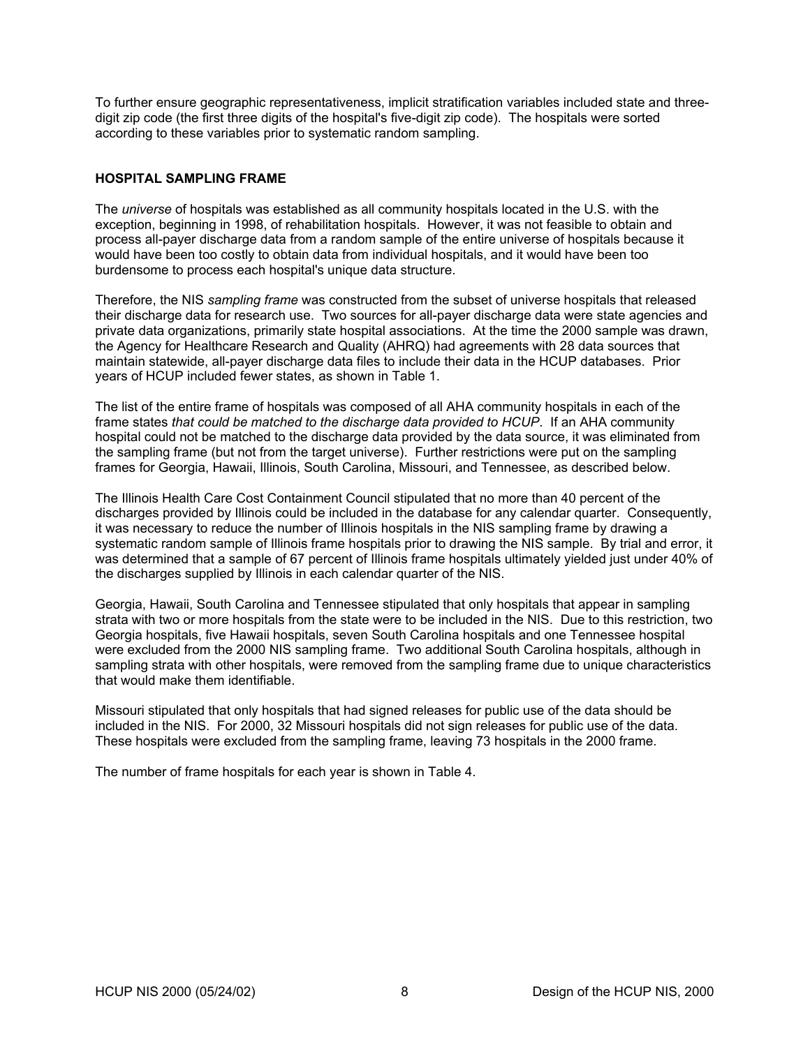To further ensure geographic representativeness, implicit stratification variables included state and three-digit zip code (the first three digits of the hospital's five-digit zip code). The hospitals were sorted according to these variables prior to systematic random sampling.

## HOSPITAL SAMPLING FRAME

The *universe* of hospitals was established as all community hospitals located in the U.S. with the exception, beginning in 1998, of rehabilitation hospitals. However, it was not feasible to obtain and process all-payer discharge data from a random sample of the entire universe of hospitals because it would have been too costly to obtain data from individual hospitals, and it would have been too burdensome to process each hospital's unique data structure.

Therefore, the NIS *sampling frame* was constructed from the subset of universe hospitals that released their discharge data for research use. Two sources for all-payer discharge data were state agencies and private data organizations, primarily state hospital associations. At the time the 2000 sample was drawn, the Agency for Healthcare Research and Quality (AHRQ) had agreements with 28 data sources that maintain statewide, all-payer discharge data files to include their data in the HCUP databases. Prior years of HCUP included fewer states, as shown in Table 1.

The list of the entire frame of hospitals was composed of all AHA community hospitals in each of the frame states *that could be matched to the discharge data provided to HCUP*. If an AHA community hospital could not be matched to the discharge data provided by the data source, it was eliminated from the sampling frame (but not from the target universe). Further restrictions were put on the sampling frames for Georgia, Hawaii, Illinois, South Carolina, Missouri, and Tennessee, as described below.

The Illinois Health Care Cost Containment Council stipulated that no more than 40 percent of the discharges provided by Illinois could be included in the database for any calendar quarter. Consequently, it was necessary to reduce the number of Illinois hospitals in the NIS sampling frame by drawing a systematic random sample of Illinois frame hospitals prior to drawing the NIS sample. By trial and error, it was determined that a sample of 67 percent of Illinois frame hospitals ultimately yielded just under 40% of the discharges supplied by Illinois in each calendar quarter of the NIS.

Georgia, Hawaii, South Carolina and Tennessee stipulated that only hospitals that appear in sampling strata with two or more hospitals from the state were to be included in the NIS. Due to this restriction, two Georgia hospitals, five Hawaii hospitals, seven South Carolina hospitals and one Tennessee hospital were excluded from the 2000 NIS sampling frame. Two additional South Carolina hospitals, although in sampling strata with other hospitals, were removed from the sampling frame due to unique characteristics that would make them identifiable.

Missouri stipulated that only hospitals that had signed releases for public use of the data should be included in the NIS. For 2000, 32 Missouri hospitals did not sign releases for public use of the data. These hospitals were excluded from the sampling frame, leaving 73 hospitals in the 2000 frame.

The number of frame hospitals for each year is shown in Table 4.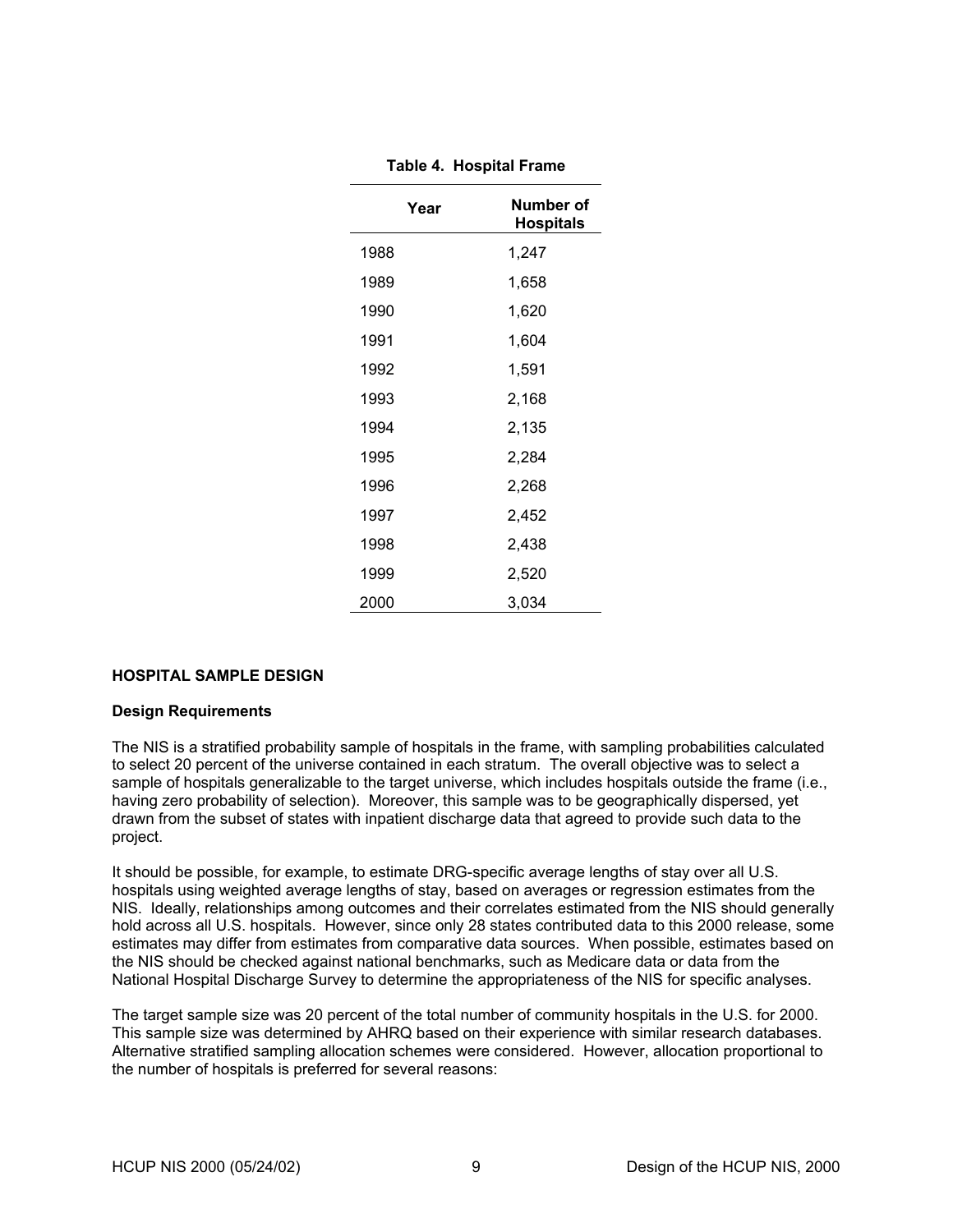**Table 4. Hospital Frame**

| Year | Number of Hospitals |
|---|---|
| 1988 | 1,247 |
| 1989 | 1,658 |
| 1990 | 1,620 |
| 1991 | 1,604 |
| 1992 | 1,591 |
| 1993 | 2,168 |
| 1994 | 2,135 |
| 1995 | 2,284 |
| 1996 | 2,268 |
| 1997 | 2,452 |
| 1998 | 2,438 |
| 1999 | 2,520 |
| 2000 | 3,034 |

## HOSPITAL SAMPLE DESIGN

### Design Requirements

The NIS is a stratified probability sample of hospitals in the frame, with sampling probabilities calculated to select 20 percent of the universe contained in each stratum. The overall objective was to select a sample of hospitals generalizable to the target universe, which includes hospitals outside the frame (i.e., having zero probability of selection). Moreover, this sample was to be geographically dispersed, yet drawn from the subset of states with inpatient discharge data that agreed to provide such data to the project.

It should be possible, for example, to estimate DRG-specific average lengths of stay over all U.S. hospitals using weighted average lengths of stay, based on averages or regression estimates from the NIS. Ideally, relationships among outcomes and their correlates estimated from the NIS should generally hold across all U.S. hospitals. However, since only 28 states contributed data to this 2000 release, some estimates may differ from estimates from comparative data sources. When possible, estimates based on the NIS should be checked against national benchmarks, such as Medicare data or data from the National Hospital Discharge Survey to determine the appropriateness of the NIS for specific analyses.

The target sample size was 20 percent of the total number of community hospitals in the U.S. for 2000. This sample size was determined by AHRQ based on their experience with similar research databases. Alternative stratified sampling allocation schemes were considered. However, allocation proportional to the number of hospitals is preferred for several reasons: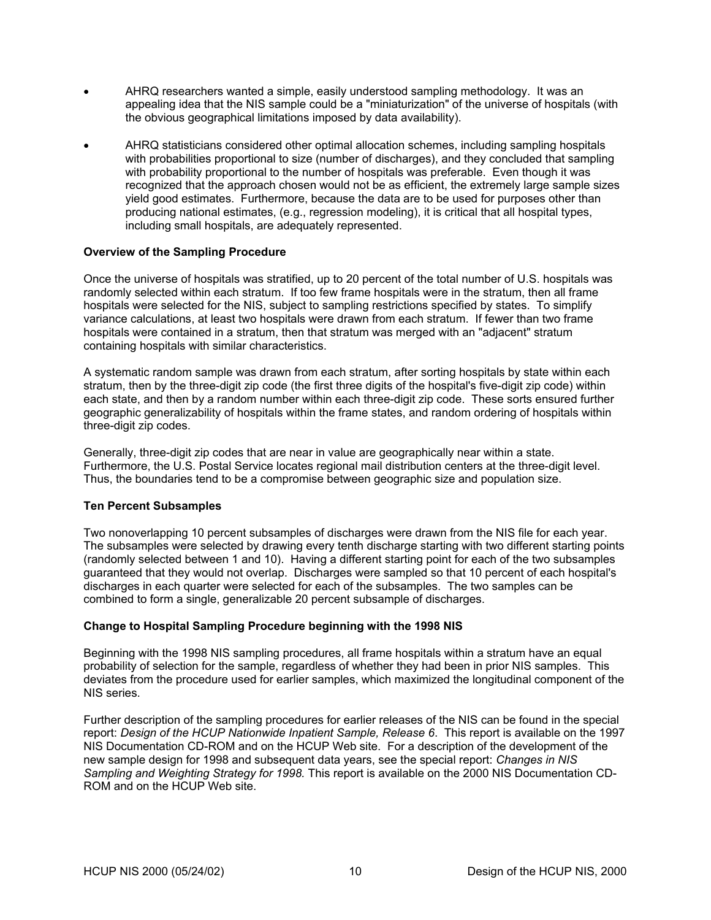- AHRQ researchers wanted a simple, easily understood sampling methodology. It was an appealing idea that the NIS sample could be a "miniaturization" of the universe of hospitals (with the obvious geographical limitations imposed by data availability).

- AHRQ statisticians considered other optimal allocation schemes, including sampling hospitals with probabilities proportional to size (number of discharges), and they concluded that sampling with probability proportional to the number of hospitals was preferable. Even though it was recognized that the approach chosen would not be as efficient, the extremely large sample sizes yield good estimates. Furthermore, because the data are to be used for purposes other than producing national estimates, (e.g., regression modeling), it is critical that all hospital types, including small hospitals, are adequately represented.

**Overview of the Sampling Procedure**

Once the universe of hospitals was stratified, up to 20 percent of the total number of U.S. hospitals was randomly selected within each stratum. If too few frame hospitals were in the stratum, then all frame hospitals were selected for the NIS, subject to sampling restrictions specified by states. To simplify variance calculations, at least two hospitals were drawn from each stratum. If fewer than two frame hospitals were contained in a stratum, then that stratum was merged with an "adjacent" stratum containing hospitals with similar characteristics.

A systematic random sample was drawn from each stratum, after sorting hospitals by state within each stratum, then by the three-digit zip code (the first three digits of the hospital's five-digit zip code) within each state, and then by a random number within each three-digit zip code. These sorts ensured further geographic generalizability of hospitals within the frame states, and random ordering of hospitals within three-digit zip codes.

Generally, three-digit zip codes that are near in value are geographically near within a state. Furthermore, the U.S. Postal Service locates regional mail distribution centers at the three-digit level. Thus, the boundaries tend to be a compromise between geographic size and population size.

**Ten Percent Subsamples**

Two nonoverlapping 10 percent subsamples of discharges were drawn from the NIS file for each year. The subsamples were selected by drawing every tenth discharge starting with two different starting points (randomly selected between 1 and 10). Having a different starting point for each of the two subsamples guaranteed that they would not overlap. Discharges were sampled so that 10 percent of each hospital's discharges in each quarter were selected for each of the subsamples. The two samples can be combined to form a single, generalizable 20 percent subsample of discharges.

**Change to Hospital Sampling Procedure beginning with the 1998 NIS**

Beginning with the 1998 NIS sampling procedures, all frame hospitals within a stratum have an equal probability of selection for the sample, regardless of whether they had been in prior NIS samples. This deviates from the procedure used for earlier samples, which maximized the longitudinal component of the NIS series.

Further description of the sampling procedures for earlier releases of the NIS can be found in the special report: *Design of the HCUP Nationwide Inpatient Sample, Release 6*. This report is available on the 1997 NIS Documentation CD-ROM and on the HCUP Web site. For a description of the development of the new sample design for 1998 and subsequent data years, see the special report: *Changes in NIS Sampling and Weighting Strategy for 1998.* This report is available on the 2000 NIS Documentation CD-ROM and on the HCUP Web site.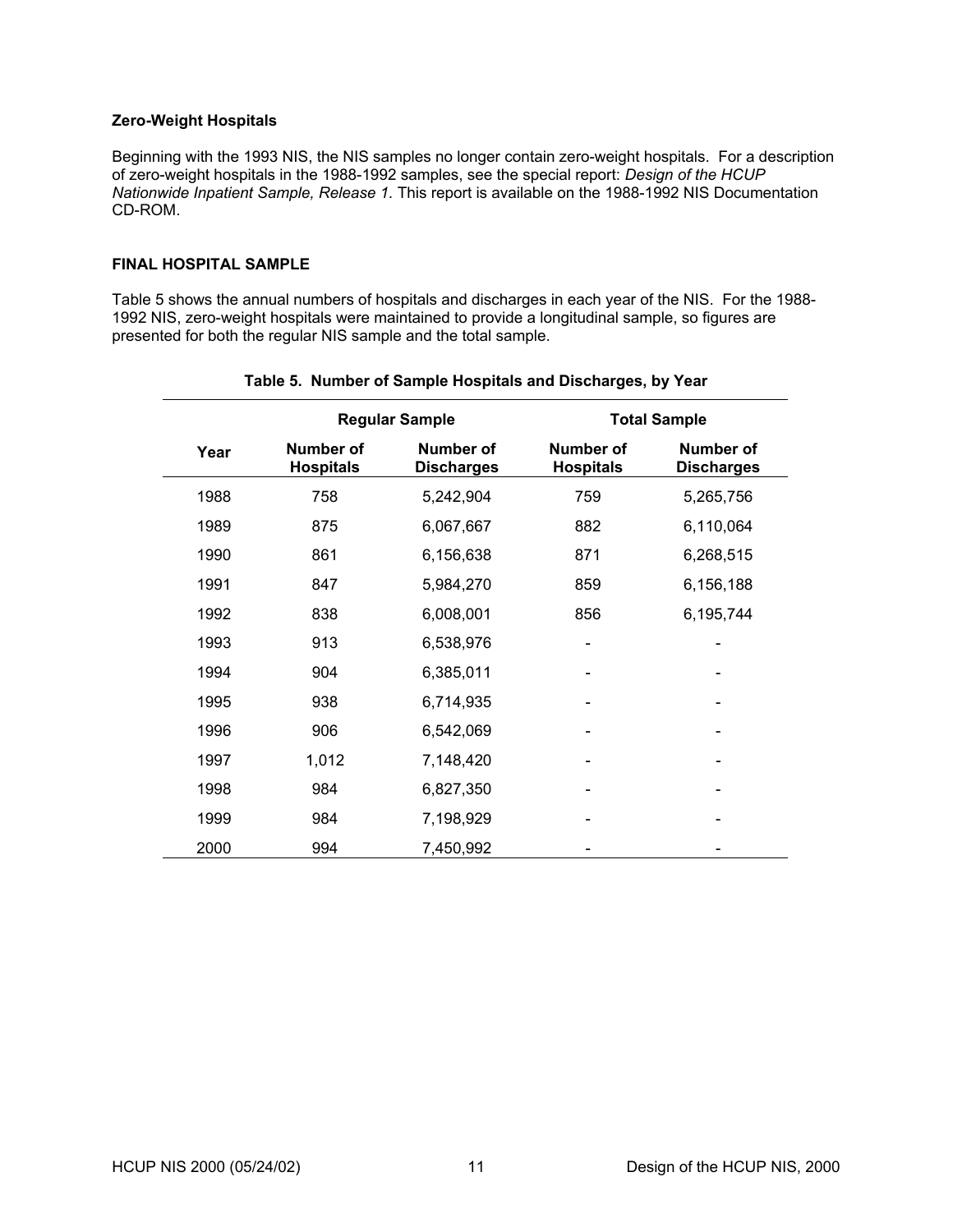### Zero-Weight Hospitals

Beginning with the 1993 NIS, the NIS samples no longer contain zero-weight hospitals. For a description of zero-weight hospitals in the 1988-1992 samples, see the special report: *Design of the HCUP Nationwide Inpatient Sample, Release 1*. This report is available on the 1988-1992 NIS Documentation CD-ROM.

## FINAL HOSPITAL SAMPLE

Table 5 shows the annual numbers of hospitals and discharges in each year of the NIS. For the 1988-1992 NIS, zero-weight hospitals were maintained to provide a longitudinal sample, so figures are presented for both the regular NIS sample and the total sample.

**Table 5. Number of Sample Hospitals and Discharges, by Year**

| | Regular Sample | | Total Sample | |
|---|---|---|---|---|
| Year | Number of Hospitals | Number of Discharges | Number of Hospitals | Number of Discharges |
| 1988 | 758 | 5,242,904 | 759 | 5,265,756 |
| 1989 | 875 | 6,067,667 | 882 | 6,110,064 |
| 1990 | 861 | 6,156,638 | 871 | 6,268,515 |
| 1991 | 847 | 5,984,270 | 859 | 6,156,188 |
| 1992 | 838 | 6,008,001 | 856 | 6,195,744 |
| 1993 | 913 | 6,538,976 | - | - |
| 1994 | 904 | 6,385,011 | - | - |
| 1995 | 938 | 6,714,935 | - | - |
| 1996 | 906 | 6,542,069 | - | - |
| 1997 | 1,012 | 7,148,420 | - | - |
| 1998 | 984 | 6,827,350 | - | - |
| 1999 | 984 | 7,198,929 | - | - |
| 2000 | 994 | 7,450,992 | - | - |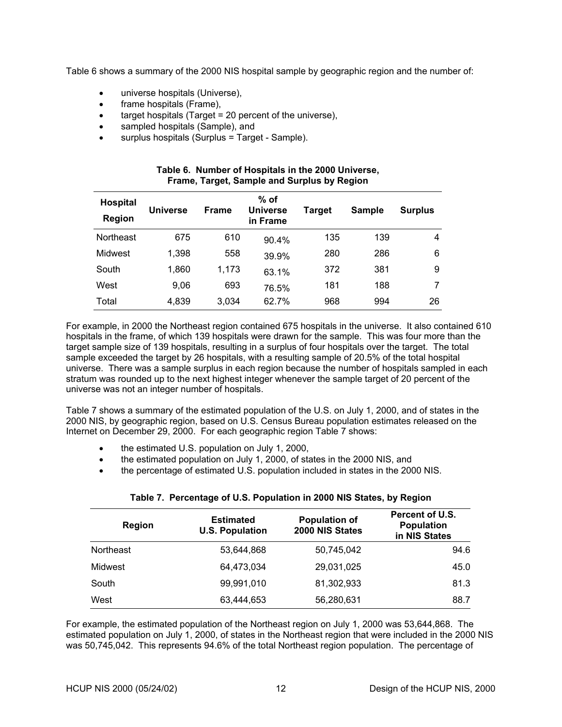Table 6 shows a summary of the 2000 NIS hospital sample by geographic region and the number of:

- universe hospitals (Universe),
- frame hospitals (Frame),
- target hospitals (Target = 20 percent of the universe),
- sampled hospitals (Sample), and
- surplus hospitals (Surplus = Target - Sample).

**Table 6. Number of Hospitals in the 2000 Universe, Frame, Target, Sample and Surplus by Region**

| Hospital Region | Universe | Frame | % of Universe in Frame | Target | Sample | Surplus |
|---|---|---|---|---|---|---|
| Northeast | 675 | 610 | 90.4% | 135 | 139 | 4 |
| Midwest | 1,398 | 558 | 39.9% | 280 | 286 | 6 |
| South | 1,860 | 1,173 | 63.1% | 372 | 381 | 9 |
| West | 9,06 | 693 | 76.5% | 181 | 188 | 7 |
| Total | 4,839 | 3,034 | 62.7% | 968 | 994 | 26 |

For example, in 2000 the Northeast region contained 675 hospitals in the universe. It also contained 610 hospitals in the frame, of which 139 hospitals were drawn for the sample. This was four more than the target sample size of 139 hospitals, resulting in a surplus of four hospitals over the target. The total sample exceeded the target by 26 hospitals, with a resulting sample of 20.5% of the total hospital universe. There was a sample surplus in each region because the number of hospitals sampled in each stratum was rounded up to the next highest integer whenever the sample target of 20 percent of the universe was not an integer number of hospitals.

Table 7 shows a summary of the estimated population of the U.S. on July 1, 2000, and of states in the 2000 NIS, by geographic region, based on U.S. Census Bureau population estimates released on the Internet on December 29, 2000. For each geographic region Table 7 shows:

- the estimated U.S. population on July 1, 2000,
- the estimated population on July 1, 2000, of states in the 2000 NIS, and
- the percentage of estimated U.S. population included in states in the 2000 NIS.

**Table 7. Percentage of U.S. Population in 2000 NIS States, by Region**

| Region | Estimated U.S. Population | Population of 2000 NIS States | Percent of U.S. Population in NIS States |
|---|---|---|---|
| Northeast | 53,644,868 | 50,745,042 | 94.6 |
| Midwest | 64,473,034 | 29,031,025 | 45.0 |
| South | 99,991,010 | 81,302,933 | 81.3 |
| West | 63,444,653 | 56,280,631 | 88.7 |

For example, the estimated population of the Northeast region on July 1, 2000 was 53,644,868. The estimated population on July 1, 2000, of states in the Northeast region that were included in the 2000 NIS was 50,745,042. This represents 94.6% of the total Northeast region population. The percentage of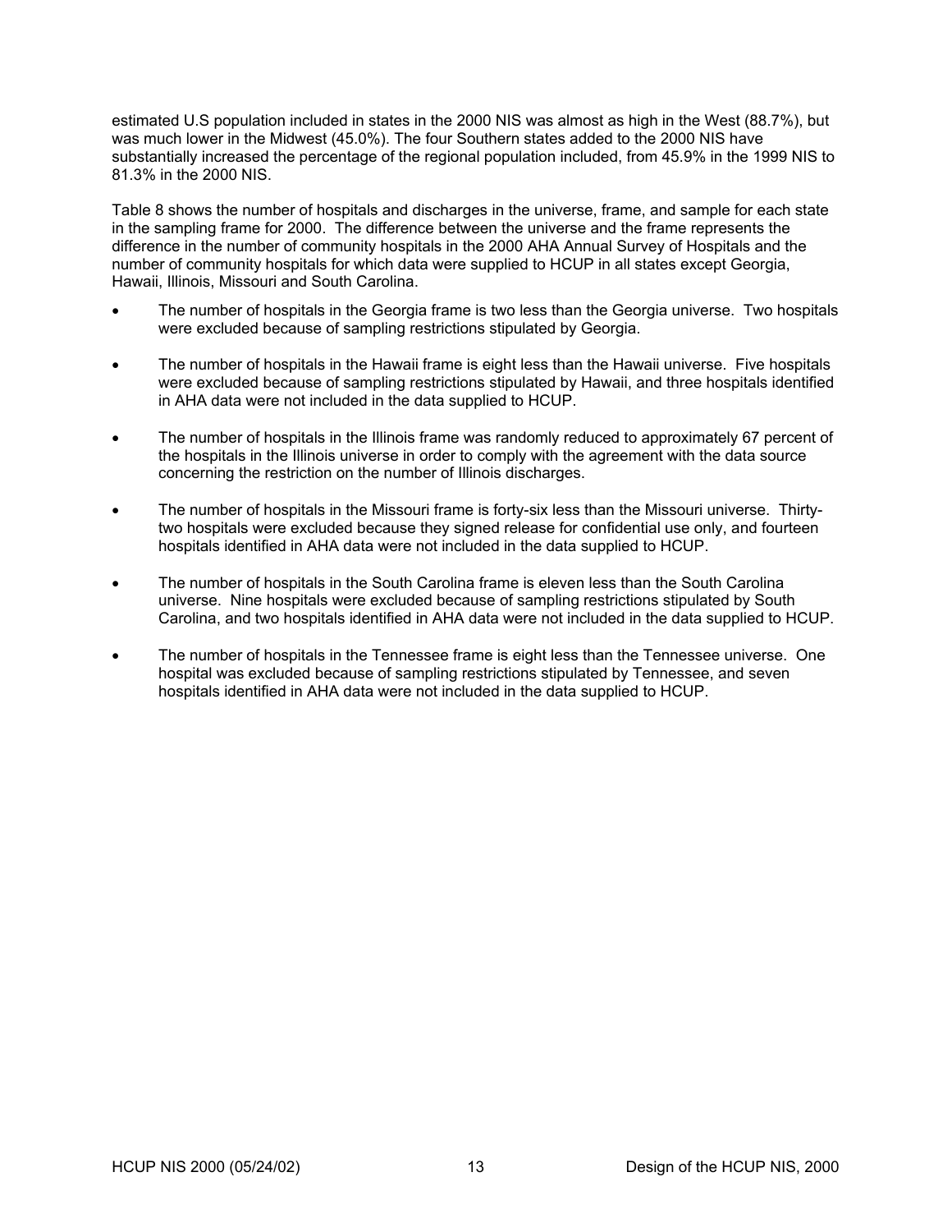estimated U.S population included in states in the 2000 NIS was almost as high in the West (88.7%), but was much lower in the Midwest (45.0%). The four Southern states added to the 2000 NIS have substantially increased the percentage of the regional population included, from 45.9% in the 1999 NIS to 81.3% in the 2000 NIS.

Table 8 shows the number of hospitals and discharges in the universe, frame, and sample for each state in the sampling frame for 2000. The difference between the universe and the frame represents the difference in the number of community hospitals in the 2000 AHA Annual Survey of Hospitals and the number of community hospitals for which data were supplied to HCUP in all states except Georgia, Hawaii, Illinois, Missouri and South Carolina.

- The number of hospitals in the Georgia frame is two less than the Georgia universe. Two hospitals were excluded because of sampling restrictions stipulated by Georgia.
- The number of hospitals in the Hawaii frame is eight less than the Hawaii universe. Five hospitals were excluded because of sampling restrictions stipulated by Hawaii, and three hospitals identified in AHA data were not included in the data supplied to HCUP.
- The number of hospitals in the Illinois frame was randomly reduced to approximately 67 percent of the hospitals in the Illinois universe in order to comply with the agreement with the data source concerning the restriction on the number of Illinois discharges.
- The number of hospitals in the Missouri frame is forty-six less than the Missouri universe. Thirty-two hospitals were excluded because they signed release for confidential use only, and fourteen hospitals identified in AHA data were not included in the data supplied to HCUP.
- The number of hospitals in the South Carolina frame is eleven less than the South Carolina universe. Nine hospitals were excluded because of sampling restrictions stipulated by South Carolina, and two hospitals identified in AHA data were not included in the data supplied to HCUP.
- The number of hospitals in the Tennessee frame is eight less than the Tennessee universe. One hospital was excluded because of sampling restrictions stipulated by Tennessee, and seven hospitals identified in AHA data were not included in the data supplied to HCUP.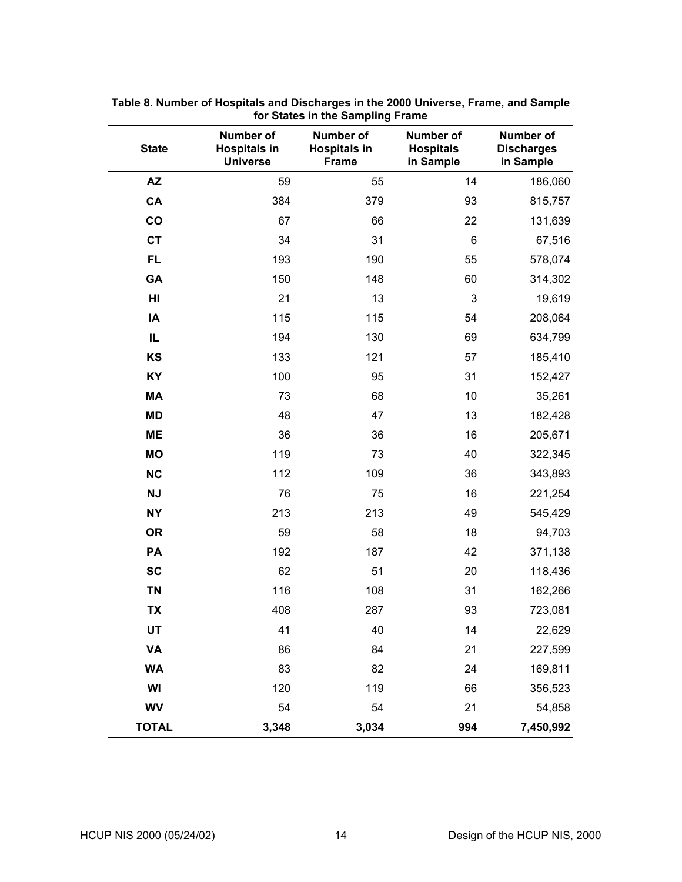**Table 8. Number of Hospitals and Discharges in the 2000 Universe, Frame, and Sample for States in the Sampling Frame**

| State | Number of Hospitals in Universe | Number of Hospitals in Frame | Number of Hospitals in Sample | Number of Discharges in Sample |
|---|---|---|---|---|
| AZ | 59 | 55 | 14 | 186,060 |
| CA | 384 | 379 | 93 | 815,757 |
| CO | 67 | 66 | 22 | 131,639 |
| CT | 34 | 31 | 6 | 67,516 |
| FL | 193 | 190 | 55 | 578,074 |
| GA | 150 | 148 | 60 | 314,302 |
| HI | 21 | 13 | 3 | 19,619 |
| IA | 115 | 115 | 54 | 208,064 |
| IL | 194 | 130 | 69 | 634,799 |
| KS | 133 | 121 | 57 | 185,410 |
| KY | 100 | 95 | 31 | 152,427 |
| MA | 73 | 68 | 10 | 35,261 |
| MD | 48 | 47 | 13 | 182,428 |
| ME | 36 | 36 | 16 | 205,671 |
| MO | 119 | 73 | 40 | 322,345 |
| NC | 112 | 109 | 36 | 343,893 |
| NJ | 76 | 75 | 16 | 221,254 |
| NY | 213 | 213 | 49 | 545,429 |
| OR | 59 | 58 | 18 | 94,703 |
| PA | 192 | 187 | 42 | 371,138 |
| SC | 62 | 51 | 20 | 118,436 |
| TN | 116 | 108 | 31 | 162,266 |
| TX | 408 | 287 | 93 | 723,081 |
| UT | 41 | 40 | 14 | 22,629 |
| VA | 86 | 84 | 21 | 227,599 |
| WA | 83 | 82 | 24 | 169,811 |
| WI | 120 | 119 | 66 | 356,523 |
| WV | 54 | 54 | 21 | 54,858 |
| **TOTAL** | **3,348** | **3,034** | **994** | **7,450,992** |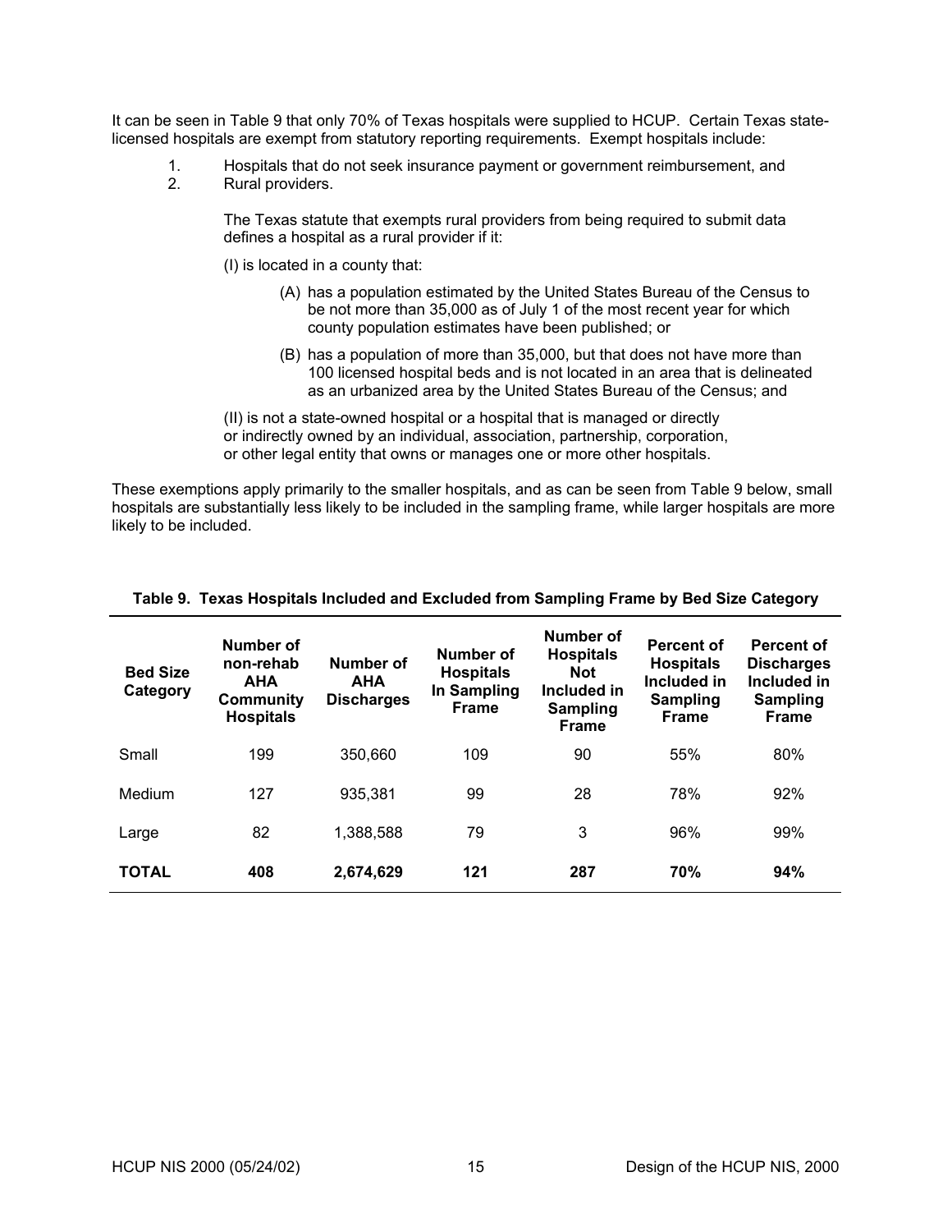It can be seen in Table 9 that only 70% of Texas hospitals were supplied to HCUP. Certain Texas state-licensed hospitals are exempt from statutory reporting requirements. Exempt hospitals include:

1. Hospitals that do not seek insurance payment or government reimbursement, and
2. Rural providers.

   The Texas statute that exempts rural providers from being required to submit data defines a hospital as a rural provider if it:

   (I) is located in a county that:

   (A) has a population estimated by the United States Bureau of the Census to be not more than 35,000 as of July 1 of the most recent year for which county population estimates have been published; or

   (B) has a population of more than 35,000, but that does not have more than 100 licensed hospital beds and is not located in an area that is delineated as an urbanized area by the United States Bureau of the Census; and

   (II) is not a state-owned hospital or a hospital that is managed or directly or indirectly owned by an individual, association, partnership, corporation, or other legal entity that owns or manages one or more other hospitals.

These exemptions apply primarily to the smaller hospitals, and as can be seen from Table 9 below, small hospitals are substantially less likely to be included in the sampling frame, while larger hospitals are more likely to be included.

**Table 9. Texas Hospitals Included and Excluded from Sampling Frame by Bed Size Category**

| Bed Size Category | Number of non-rehab AHA Community Hospitals | Number of AHA Discharges | Number of Hospitals In Sampling Frame | Number of Hospitals Not Included in Sampling Frame | Percent of Hospitals Included in Sampling Frame | Percent of Discharges Included in Sampling Frame |
|---|---|---|---|---|---|---|
| Small | 199 | 350,660 | 109 | 90 | 55% | 80% |
| Medium | 127 | 935,381 | 99 | 28 | 78% | 92% |
| Large | 82 | 1,388,588 | 79 | 3 | 96% | 99% |
| **TOTAL** | **408** | **2,674,629** | **121** | **287** | **70%** | **94%** |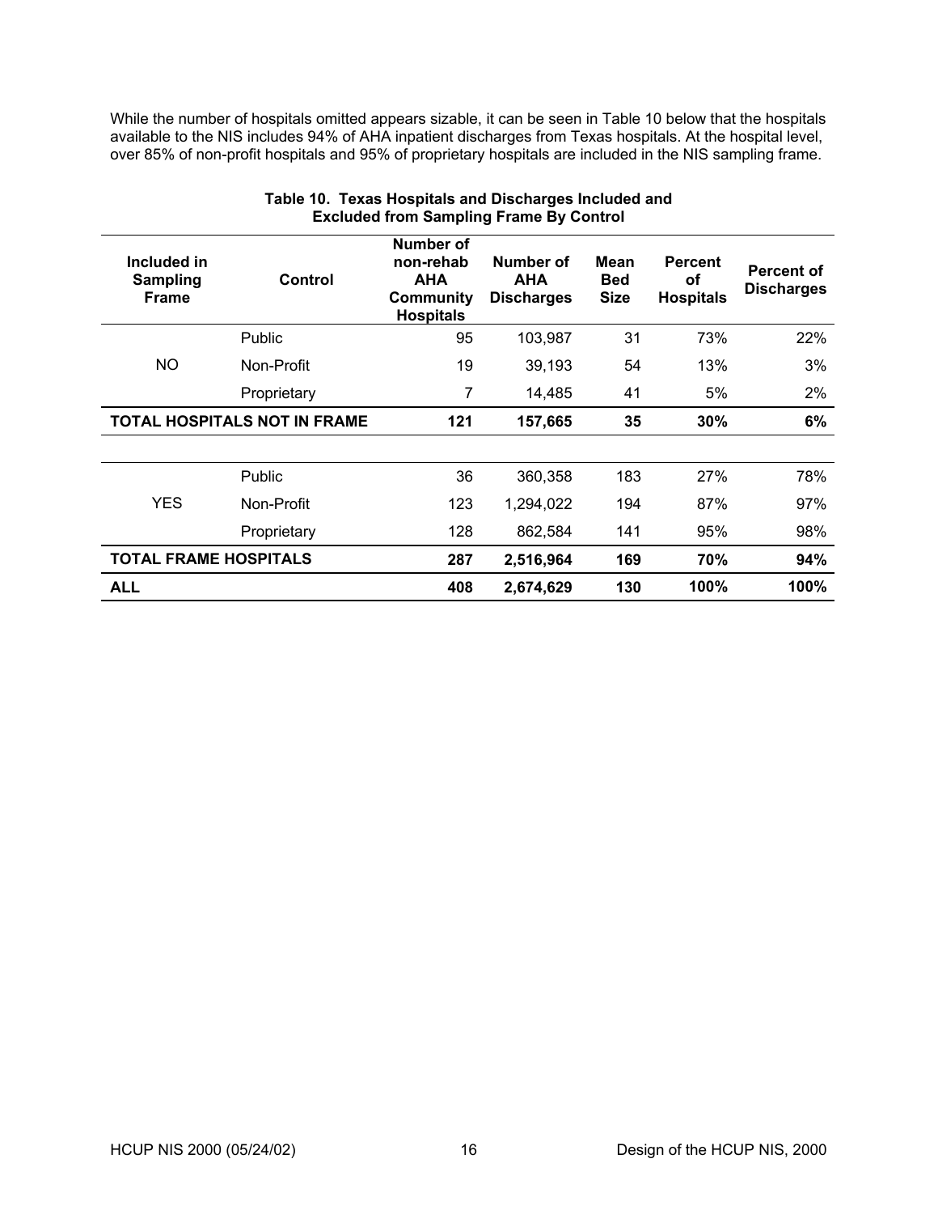While the number of hospitals omitted appears sizable, it can be seen in Table 10 below that the hospitals available to the NIS includes 94% of AHA inpatient discharges from Texas hospitals. At the hospital level, over 85% of non-profit hospitals and 95% of proprietary hospitals are included in the NIS sampling frame.

**Table 10. Texas Hospitals and Discharges Included and Excluded from Sampling Frame By Control**

| Included in Sampling Frame | Control | Number of non-rehab AHA Community Hospitals | Number of AHA Discharges | Mean Bed Size | Percent of Hospitals | Percent of Discharges |
|---|---|---|---|---|---|---|
| NO | Public | 95 | 103,987 | 31 | 73% | 22% |
| | Non-Profit | 19 | 39,193 | 54 | 13% | 3% |
| | Proprietary | 7 | 14,485 | 41 | 5% | 2% |
| **TOTAL HOSPITALS NOT IN FRAME** | | **121** | **157,665** | **35** | **30%** | **6%** |
| YES | Public | 36 | 360,358 | 183 | 27% | 78% |
| | Non-Profit | 123 | 1,294,022 | 194 | 87% | 97% |
| | Proprietary | 128 | 862,584 | 141 | 95% | 98% |
| **TOTAL FRAME HOSPITALS** | | **287** | **2,516,964** | **169** | **70%** | **94%** |
| **ALL** | | **408** | **2,674,629** | **130** | **100%** | **100%** |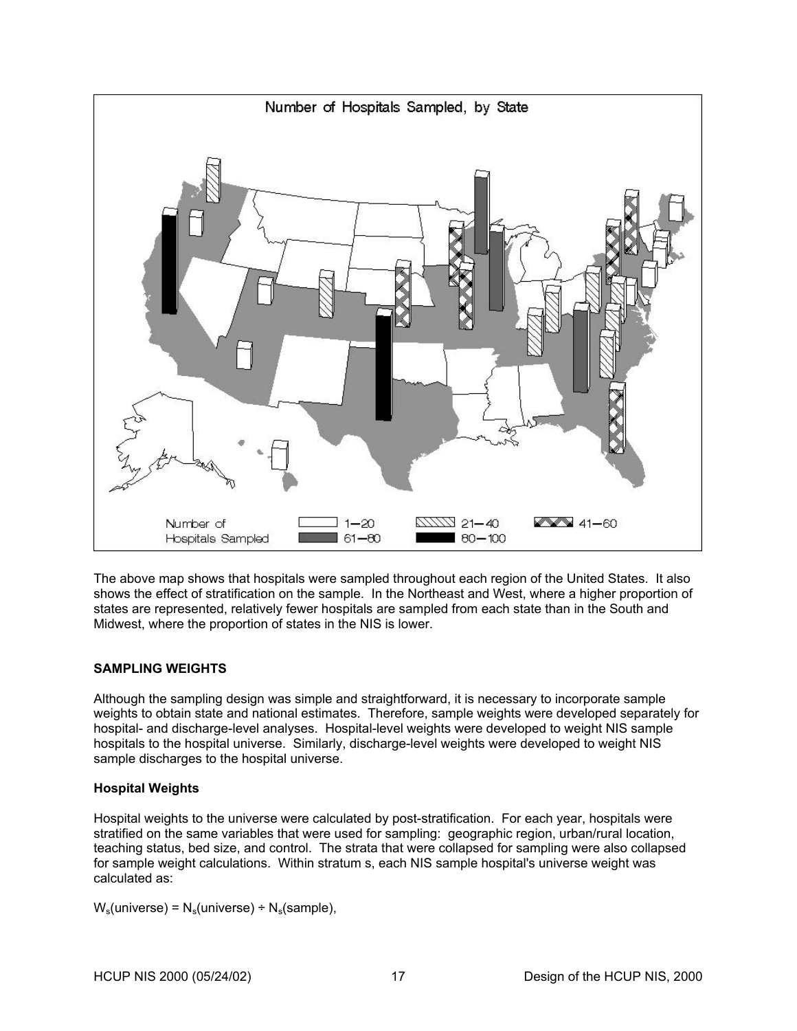Number of Hospitals Sampled, by State

Number of Hospitals Sampled: 1–20, 21–40, 41–60, 61–80, 80–100

The above map shows that hospitals were sampled throughout each region of the United States. It also shows the effect of stratification on the sample. In the Northeast and West, where a higher proportion of states are represented, relatively fewer hospitals are sampled from each state than in the South and Midwest, where the proportion of states in the NIS is lower.

## SAMPLING WEIGHTS

Although the sampling design was simple and straightforward, it is necessary to incorporate sample weights to obtain state and national estimates. Therefore, sample weights were developed separately for hospital- and discharge-level analyses. Hospital-level weights were developed to weight NIS sample hospitals to the hospital universe. Similarly, discharge-level weights were developed to weight NIS sample discharges to the hospital universe.

### Hospital Weights

Hospital weights to the universe were calculated by post-stratification. For each year, hospitals were stratified on the same variables that were used for sampling: geographic region, urban/rural location, teaching status, bed size, and control. The strata that were collapsed for sampling were also collapsed for sample weight calculations. Within stratum s, each NIS sample hospital's universe weight was calculated as:

$W_s(\text{universe}) = N_s(\text{universe}) \div N_s(\text{sample})$,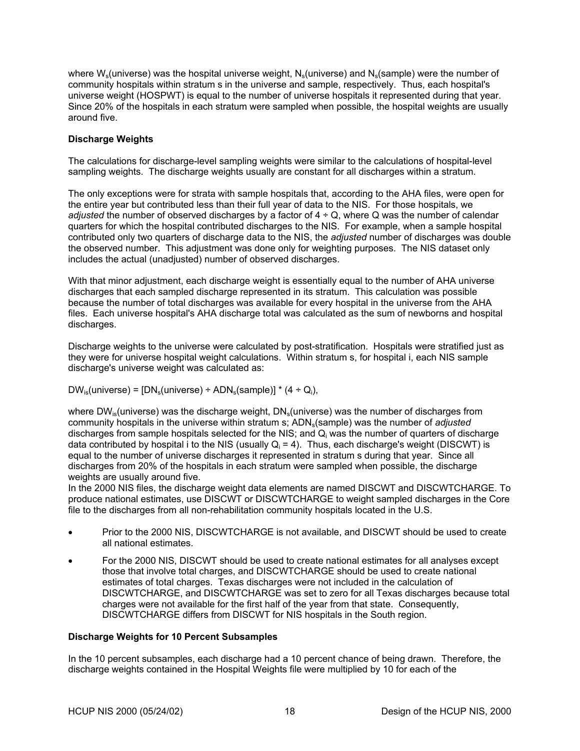where $W_s$(universe) was the hospital universe weight, $N_s$(universe) and $N_s$(sample) were the number of community hospitals within stratum s in the universe and sample, respectively. Thus, each hospital's universe weight (HOSPWT) is equal to the number of universe hospitals it represented during that year. Since 20% of the hospitals in each stratum were sampled when possible, the hospital weights are usually around five.

**Discharge Weights**

The calculations for discharge-level sampling weights were similar to the calculations of hospital-level sampling weights. The discharge weights usually are constant for all discharges within a stratum.

The only exceptions were for strata with sample hospitals that, according to the AHA files, were open for the entire year but contributed less than their full year of data to the NIS. For those hospitals, we *adjusted* the number of observed discharges by a factor of 4 ÷ Q, where Q was the number of calendar quarters for which the hospital contributed discharges to the NIS. For example, when a sample hospital contributed only two quarters of discharge data to the NIS, the *adjusted* number of discharges was double the observed number. This adjustment was done only for weighting purposes. The NIS dataset only includes the actual (unadjusted) number of observed discharges.

With that minor adjustment, each discharge weight is essentially equal to the number of AHA universe discharges that each sampled discharge represented in its stratum. This calculation was possible because the number of total discharges was available for every hospital in the universe from the AHA files. Each universe hospital's AHA discharge total was calculated as the sum of newborns and hospital discharges.

Discharge weights to the universe were calculated by post-stratification. Hospitals were stratified just as they were for universe hospital weight calculations. Within stratum s, for hospital i, each NIS sample discharge's universe weight was calculated as:

$DW_{is}(\text{universe}) = [DN_s(\text{universe}) \div ADN_s(\text{sample})] * (4 \div Q_i)$,

where $DW_{is}$(universe) was the discharge weight, $DN_s$(universe) was the number of discharges from community hospitals in the universe within stratum s; $ADN_s$(sample) was the number of *adjusted* discharges from sample hospitals selected for the NIS; and $Q_i$ was the number of quarters of discharge data contributed by hospital i to the NIS (usually $Q_i = 4$). Thus, each discharge's weight (DISCWT) is equal to the number of universe discharges it represented in stratum s during that year. Since all discharges from 20% of the hospitals in each stratum were sampled when possible, the discharge weights are usually around five.

In the 2000 NIS files, the discharge weight data elements are named DISCWT and DISCWTCHARGE. To produce national estimates, use DISCWT or DISCWTCHARGE to weight sampled discharges in the Core file to the discharges from all non-rehabilitation community hospitals located in the U.S.

- Prior to the 2000 NIS, DISCWTCHARGE is not available, and DISCWT should be used to create all national estimates.
- For the 2000 NIS, DISCWT should be used to create national estimates for all analyses except those that involve total charges, and DISCWTCHARGE should be used to create national estimates of total charges. Texas discharges were not included in the calculation of DISCWTCHARGE, and DISCWTCHARGE was set to zero for all Texas discharges because total charges were not available for the first half of the year from that state. Consequently, DISCWTCHARGE differs from DISCWT for NIS hospitals in the South region.

**Discharge Weights for 10 Percent Subsamples**

In the 10 percent subsamples, each discharge had a 10 percent chance of being drawn. Therefore, the discharge weights contained in the Hospital Weights file were multiplied by 10 for each of the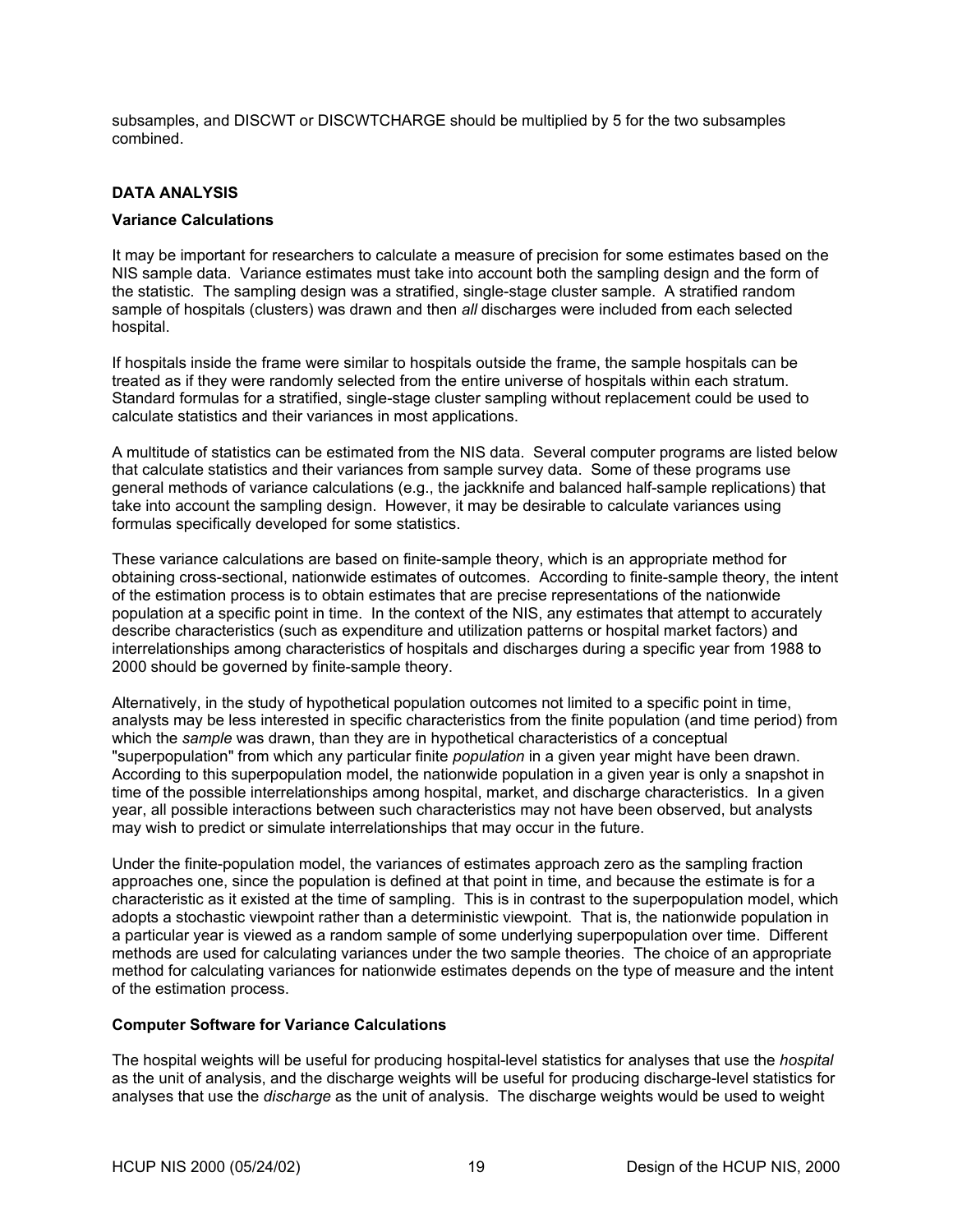subsamples, and DISCWT or DISCWTCHARGE should be multiplied by 5 for the two subsamples combined.

## DATA ANALYSIS

### Variance Calculations

It may be important for researchers to calculate a measure of precision for some estimates based on the NIS sample data. Variance estimates must take into account both the sampling design and the form of the statistic. The sampling design was a stratified, single-stage cluster sample. A stratified random sample of hospitals (clusters) was drawn and then *all* discharges were included from each selected hospital.

If hospitals inside the frame were similar to hospitals outside the frame, the sample hospitals can be treated as if they were randomly selected from the entire universe of hospitals within each stratum. Standard formulas for a stratified, single-stage cluster sampling without replacement could be used to calculate statistics and their variances in most applications.

A multitude of statistics can be estimated from the NIS data. Several computer programs are listed below that calculate statistics and their variances from sample survey data. Some of these programs use general methods of variance calculations (e.g., the jackknife and balanced half-sample replications) that take into account the sampling design. However, it may be desirable to calculate variances using formulas specifically developed for some statistics.

These variance calculations are based on finite-sample theory, which is an appropriate method for obtaining cross-sectional, nationwide estimates of outcomes. According to finite-sample theory, the intent of the estimation process is to obtain estimates that are precise representations of the nationwide population at a specific point in time. In the context of the NIS, any estimates that attempt to accurately describe characteristics (such as expenditure and utilization patterns or hospital market factors) and interrelationships among characteristics of hospitals and discharges during a specific year from 1988 to 2000 should be governed by finite-sample theory.

Alternatively, in the study of hypothetical population outcomes not limited to a specific point in time, analysts may be less interested in specific characteristics from the finite population (and time period) from which the *sample* was drawn, than they are in hypothetical characteristics of a conceptual "superpopulation" from which any particular finite *population* in a given year might have been drawn. According to this superpopulation model, the nationwide population in a given year is only a snapshot in time of the possible interrelationships among hospital, market, and discharge characteristics. In a given year, all possible interactions between such characteristics may not have been observed, but analysts may wish to predict or simulate interrelationships that may occur in the future.

Under the finite-population model, the variances of estimates approach zero as the sampling fraction approaches one, since the population is defined at that point in time, and because the estimate is for a characteristic as it existed at the time of sampling. This is in contrast to the superpopulation model, which adopts a stochastic viewpoint rather than a deterministic viewpoint. That is, the nationwide population in a particular year is viewed as a random sample of some underlying superpopulation over time. Different methods are used for calculating variances under the two sample theories. The choice of an appropriate method for calculating variances for nationwide estimates depends on the type of measure and the intent of the estimation process.

### Computer Software for Variance Calculations

The hospital weights will be useful for producing hospital-level statistics for analyses that use the *hospital* as the unit of analysis, and the discharge weights will be useful for producing discharge-level statistics for analyses that use the *discharge* as the unit of analysis. The discharge weights would be used to weight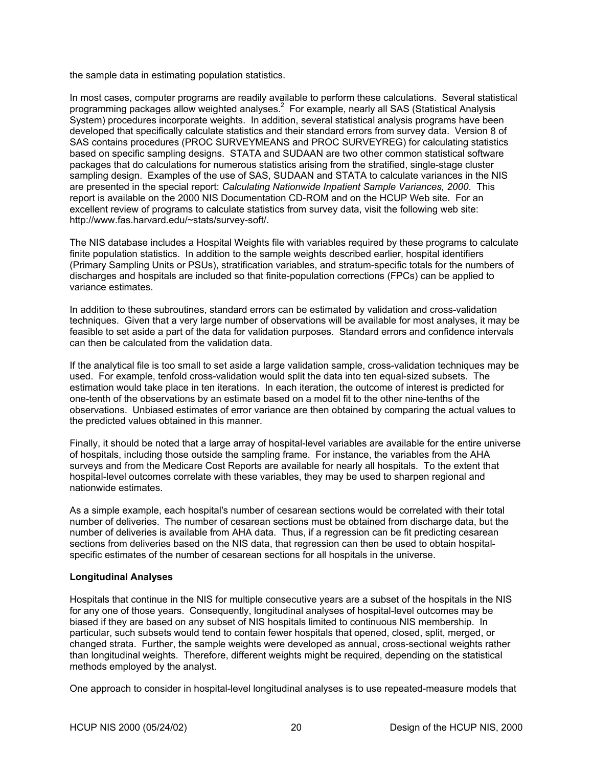the sample data in estimating population statistics.

In most cases, computer programs are readily available to perform these calculations. Several statistical programming packages allow weighted analyses.[2] For example, nearly all SAS (Statistical Analysis System) procedures incorporate weights. In addition, several statistical analysis programs have been developed that specifically calculate statistics and their standard errors from survey data. Version 8 of SAS contains procedures (PROC SURVEYMEANS and PROC SURVEYREG) for calculating statistics based on specific sampling designs. STATA and SUDAAN are two other common statistical software packages that do calculations for numerous statistics arising from the stratified, single-stage cluster sampling design. Examples of the use of SAS, SUDAAN and STATA to calculate variances in the NIS are presented in the special report: *Calculating Nationwide Inpatient Sample Variances, 2000*. This report is available on the 2000 NIS Documentation CD-ROM and on the HCUP Web site. For an excellent review of programs to calculate statistics from survey data, visit the following web site: http://www.fas.harvard.edu/~stats/survey-soft/.

The NIS database includes a Hospital Weights file with variables required by these programs to calculate finite population statistics. In addition to the sample weights described earlier, hospital identifiers (Primary Sampling Units or PSUs), stratification variables, and stratum-specific totals for the numbers of discharges and hospitals are included so that finite-population corrections (FPCs) can be applied to variance estimates.

In addition to these subroutines, standard errors can be estimated by validation and cross-validation techniques. Given that a very large number of observations will be available for most analyses, it may be feasible to set aside a part of the data for validation purposes. Standard errors and confidence intervals can then be calculated from the validation data.

If the analytical file is too small to set aside a large validation sample, cross-validation techniques may be used. For example, tenfold cross-validation would split the data into ten equal-sized subsets. The estimation would take place in ten iterations. In each iteration, the outcome of interest is predicted for one-tenth of the observations by an estimate based on a model fit to the other nine-tenths of the observations. Unbiased estimates of error variance are then obtained by comparing the actual values to the predicted values obtained in this manner.

Finally, it should be noted that a large array of hospital-level variables are available for the entire universe of hospitals, including those outside the sampling frame. For instance, the variables from the AHA surveys and from the Medicare Cost Reports are available for nearly all hospitals. To the extent that hospital-level outcomes correlate with these variables, they may be used to sharpen regional and nationwide estimates.

As a simple example, each hospital's number of cesarean sections would be correlated with their total number of deliveries. The number of cesarean sections must be obtained from discharge data, but the number of deliveries is available from AHA data. Thus, if a regression can be fit predicting cesarean sections from deliveries based on the NIS data, that regression can then be used to obtain hospital-specific estimates of the number of cesarean sections for all hospitals in the universe.

**Longitudinal Analyses**

Hospitals that continue in the NIS for multiple consecutive years are a subset of the hospitals in the NIS for any one of those years. Consequently, longitudinal analyses of hospital-level outcomes may be biased if they are based on any subset of NIS hospitals limited to continuous NIS membership. In particular, such subsets would tend to contain fewer hospitals that opened, closed, split, merged, or changed strata. Further, the sample weights were developed as annual, cross-sectional weights rather than longitudinal weights. Therefore, different weights might be required, depending on the statistical methods employed by the analyst.

One approach to consider in hospital-level longitudinal analyses is to use repeated-measure models that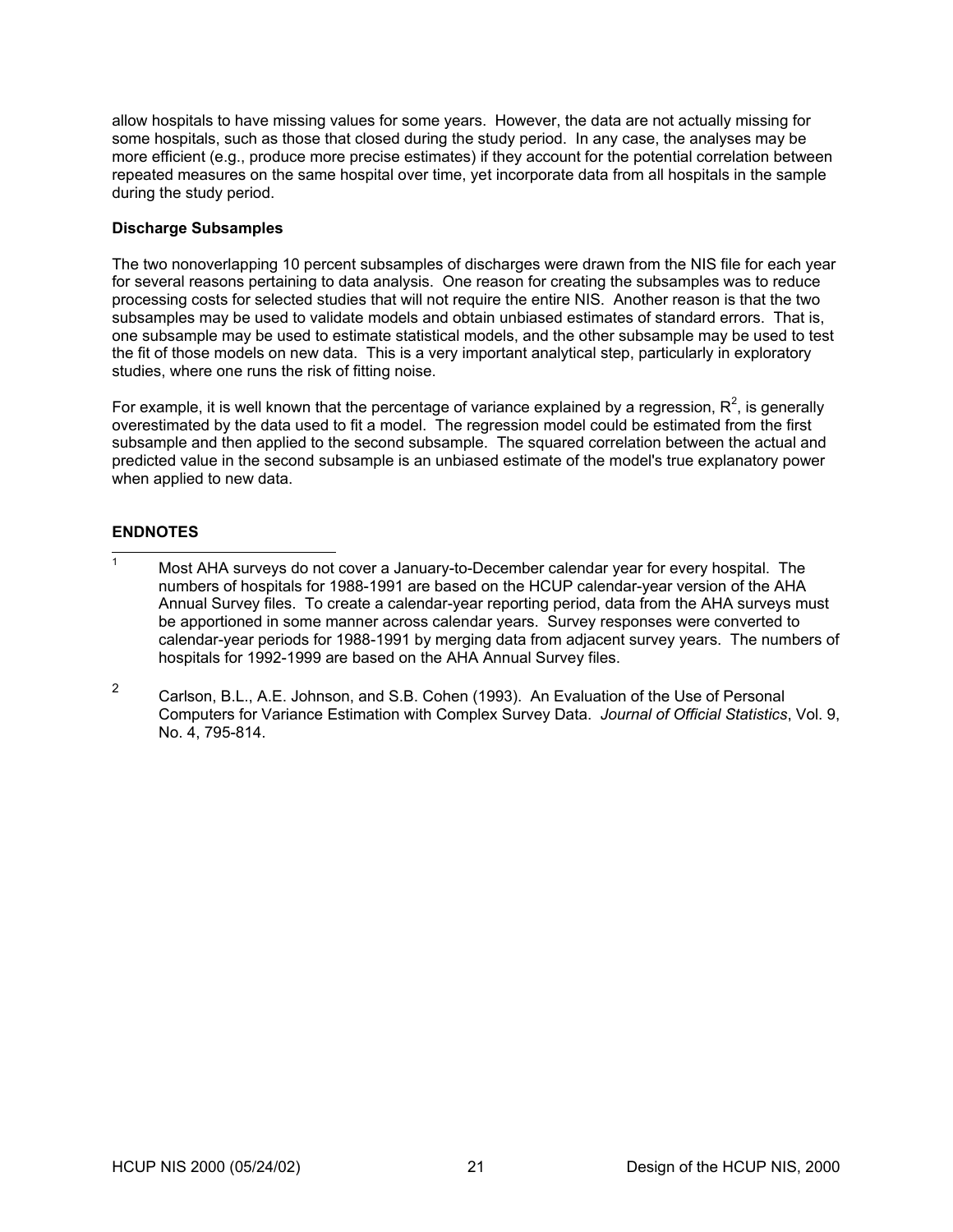allow hospitals to have missing values for some years. However, the data are not actually missing for some hospitals, such as those that closed during the study period. In any case, the analyses may be more efficient (e.g., produce more precise estimates) if they account for the potential correlation between repeated measures on the same hospital over time, yet incorporate data from all hospitals in the sample during the study period.

**Discharge Subsamples**

The two nonoverlapping 10 percent subsamples of discharges were drawn from the NIS file for each year for several reasons pertaining to data analysis. One reason for creating the subsamples was to reduce processing costs for selected studies that will not require the entire NIS. Another reason is that the two subsamples may be used to validate models and obtain unbiased estimates of standard errors. That is, one subsample may be used to estimate statistical models, and the other subsample may be used to test the fit of those models on new data. This is a very important analytical step, particularly in exploratory studies, where one runs the risk of fitting noise.

For example, it is well known that the percentage of variance explained by a regression, $R^2$, is generally overestimated by the data used to fit a model. The regression model could be estimated from the first subsample and then applied to the second subsample. The squared correlation between the actual and predicted value in the second subsample is an unbiased estimate of the model's true explanatory power when applied to new data.

**ENDNOTES**

---

[1] Most AHA surveys do not cover a January-to-December calendar year for every hospital. The numbers of hospitals for 1988-1991 are based on the HCUP calendar-year version of the AHA Annual Survey files. To create a calendar-year reporting period, data from the AHA surveys must be apportioned in some manner across calendar years. Survey responses were converted to calendar-year periods for 1988-1991 by merging data from adjacent survey years. The numbers of hospitals for 1992-1999 are based on the AHA Annual Survey files.

[2] Carlson, B.L., A.E. Johnson, and S.B. Cohen (1993). An Evaluation of the Use of Personal Computers for Variance Estimation with Complex Survey Data. *Journal of Official Statistics*, Vol. 9, No. 4, 795-814.